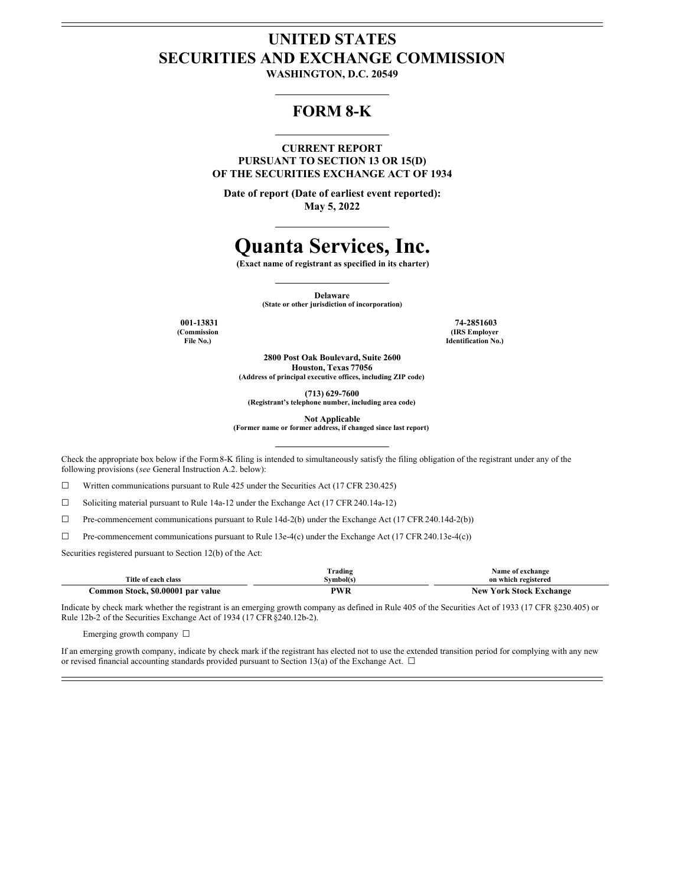# UNITED STATES
# SECURITIES AND EXCHANGE COMMISSION

**WASHINGTON, D.C. 20549**

## FORM 8-K

**CURRENT REPORT**
**PURSUANT TO SECTION 13 OR 15(D)**
**OF THE SECURITIES EXCHANGE ACT OF 1934**

**Date of report (Date of earliest event reported):**
**May 5, 2022**

# Quanta Services, Inc.

**(Exact name of registrant as specified in its charter)**

**Delaware**
**(State or other jurisdiction of incorporation)**

| | |
|---|---|
| **001-13831** | **74-2851603** |
| **(Commission File No.)** | **(IRS Employer Identification No.)** |

**2800 Post Oak Boulevard, Suite 2600**
**Houston, Texas 77056**
**(Address of principal executive offices, including ZIP code)**

**(713) 629-7600**
**(Registrant's telephone number, including area code)**

**Not Applicable**
**(Former name or former address, if changed since last report)**

Check the appropriate box below if the Form 8-K filing is intended to simultaneously satisfy the filing obligation of the registrant under any of the following provisions (*see* General Instruction A.2. below):

☐ Written communications pursuant to Rule 425 under the Securities Act (17 CFR 230.425)

☐ Soliciting material pursuant to Rule 14a-12 under the Exchange Act (17 CFR 240.14a-12)

☐ Pre-commencement communications pursuant to Rule 14d-2(b) under the Exchange Act (17 CFR 240.14d-2(b))

☐ Pre-commencement communications pursuant to Rule 13e-4(c) under the Exchange Act (17 CFR 240.13e-4(c))

Securities registered pursuant to Section 12(b) of the Act:

| Title of each class | Trading Symbol(s) | Name of exchange on which registered |
|---|---|---|
| **Common Stock, $0.00001 par value** | **PWR** | **New York Stock Exchange** |

Indicate by check mark whether the registrant is an emerging growth company as defined in Rule 405 of the Securities Act of 1933 (17 CFR §230.405) or Rule 12b-2 of the Securities Exchange Act of 1934 (17 CFR §240.12b-2).

Emerging growth company ☐

If an emerging growth company, indicate by check mark if the registrant has elected not to use the extended transition period for complying with any new or revised financial accounting standards provided pursuant to Section 13(a) of the Exchange Act. ☐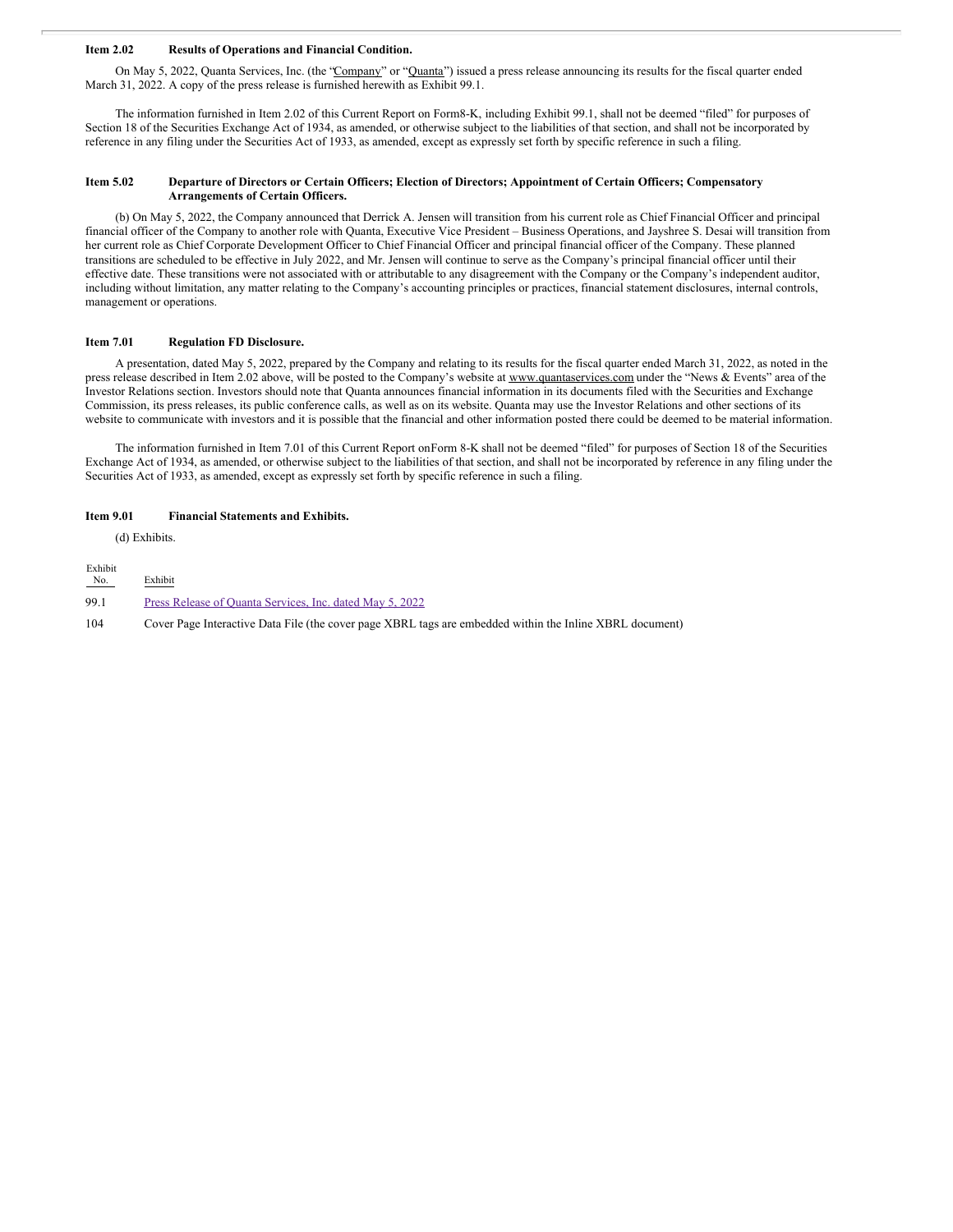**Item 2.02 Results of Operations and Financial Condition.**

On May 5, 2022, Quanta Services, Inc. (the "Company" or "Quanta") issued a press release announcing its results for the fiscal quarter ended March 31, 2022. A copy of the press release is furnished herewith as Exhibit 99.1.

The information furnished in Item 2.02 of this Current Report on Form8-K, including Exhibit 99.1, shall not be deemed "filed" for purposes of Section 18 of the Securities Exchange Act of 1934, as amended, or otherwise subject to the liabilities of that section, and shall not be incorporated by reference in any filing under the Securities Act of 1933, as amended, except as expressly set forth by specific reference in such a filing.

**Item 5.02 Departure of Directors or Certain Officers; Election of Directors; Appointment of Certain Officers; Compensatory Arrangements of Certain Officers.**

(b) On May 5, 2022, the Company announced that Derrick A. Jensen will transition from his current role as Chief Financial Officer and principal financial officer of the Company to another role with Quanta, Executive Vice President – Business Operations, and Jayshree S. Desai will transition from her current role as Chief Corporate Development Officer to Chief Financial Officer and principal financial officer of the Company. These planned transitions are scheduled to be effective in July 2022, and Mr. Jensen will continue to serve as the Company's principal financial officer until their effective date. These transitions were not associated with or attributable to any disagreement with the Company or the Company's independent auditor, including without limitation, any matter relating to the Company's accounting principles or practices, financial statement disclosures, internal controls, management or operations.

**Item 7.01 Regulation FD Disclosure.**

A presentation, dated May 5, 2022, prepared by the Company and relating to its results for the fiscal quarter ended March 31, 2022, as noted in the press release described in Item 2.02 above, will be posted to the Company's website at www.quantaservices.com under the "News & Events" area of the Investor Relations section. Investors should note that Quanta announces financial information in its documents filed with the Securities and Exchange Commission, its press releases, its public conference calls, as well as on its website. Quanta may use the Investor Relations and other sections of its website to communicate with investors and it is possible that the financial and other information posted there could be deemed to be material information.

The information furnished in Item 7.01 of this Current Report onForm 8-K shall not be deemed "filed" for purposes of Section 18 of the Securities Exchange Act of 1934, as amended, or otherwise subject to the liabilities of that section, and shall not be incorporated by reference in any filing under the Securities Act of 1933, as amended, except as expressly set forth by specific reference in such a filing.

**Item 9.01 Financial Statements and Exhibits.**

(d) Exhibits.

| Exhibit No. | Exhibit |
|---|---|
| 99.1 | Press Release of Quanta Services, Inc. dated May 5, 2022 |
| 104 | Cover Page Interactive Data File (the cover page XBRL tags are embedded within the Inline XBRL document) |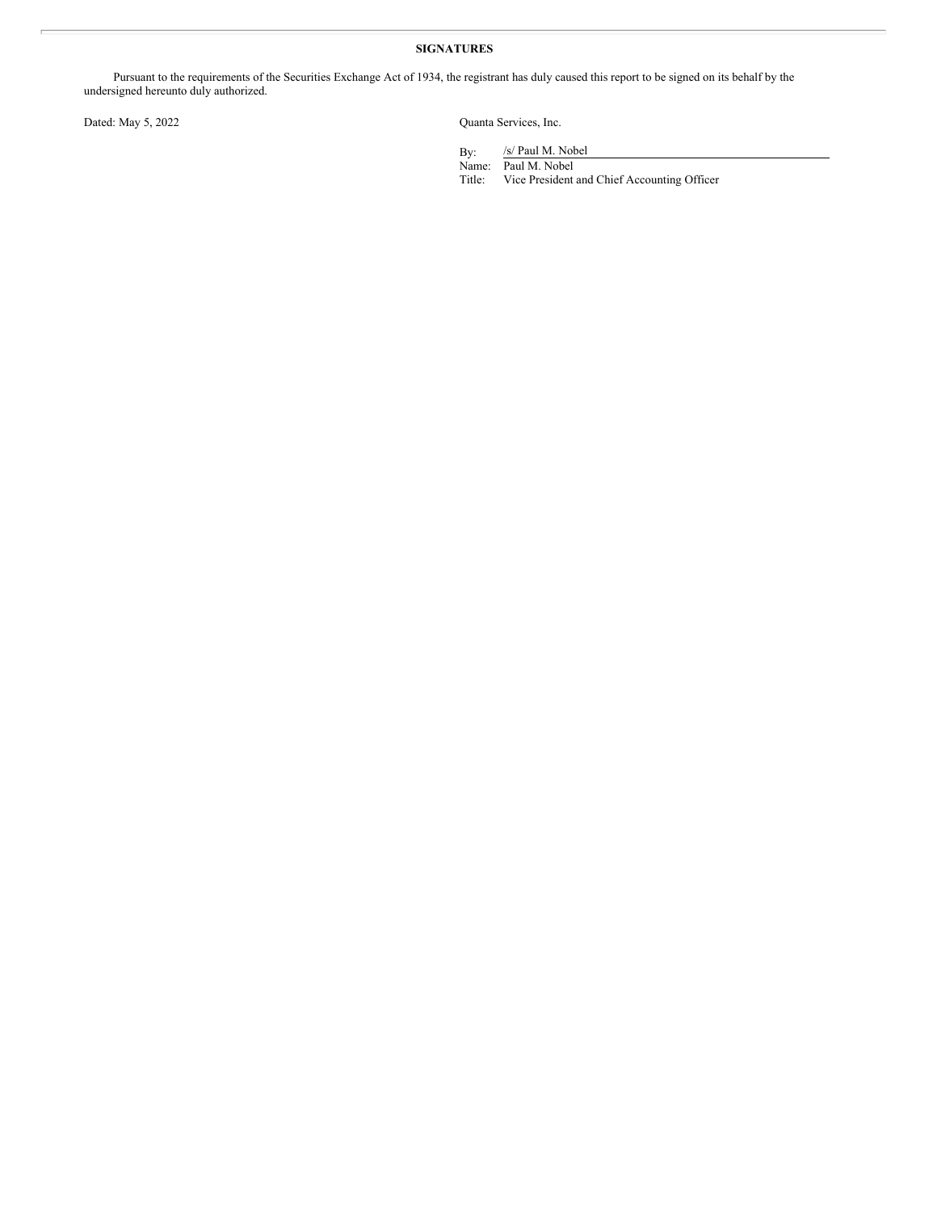**SIGNATURES**

Pursuant to the requirements of the Securities Exchange Act of 1934, the registrant has duly caused this report to be signed on its behalf by the undersigned hereunto duly authorized.

Dated: May 5, 2022

Quanta Services, Inc.

By: /s/ Paul M. Nobel
Name: Paul M. Nobel
Title: Vice President and Chief Accounting Officer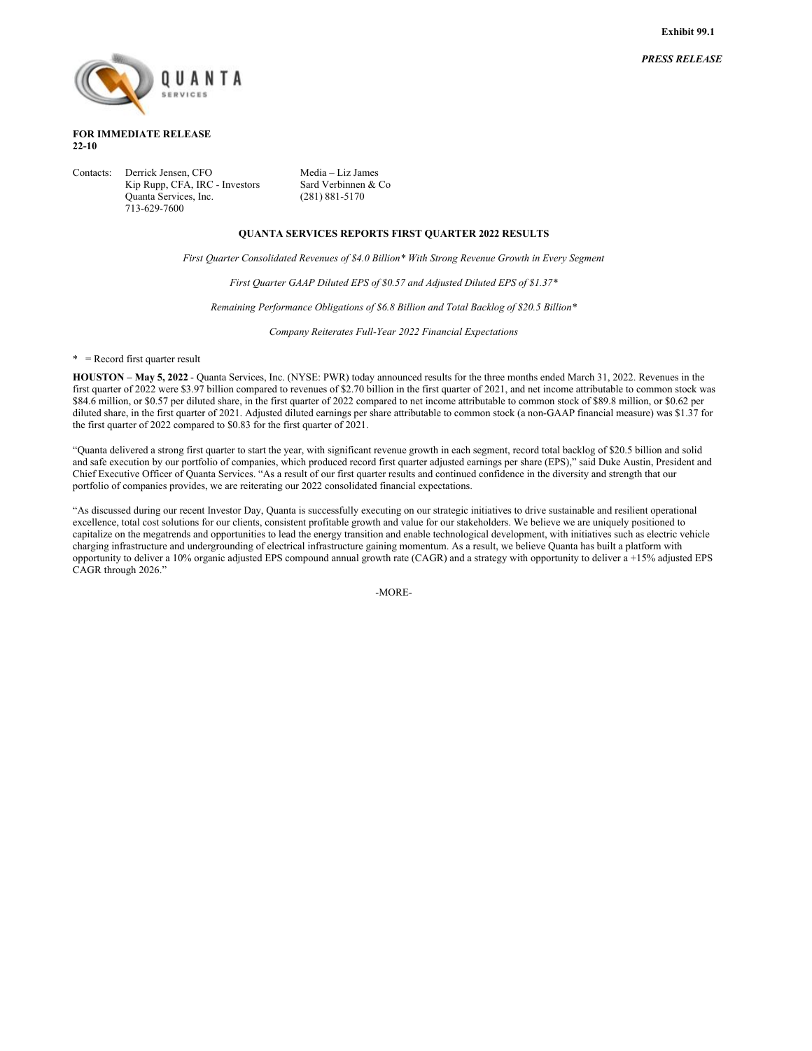**Exhibit 99.1**

***PRESS RELEASE***

**FOR IMMEDIATE RELEASE**
**22-10**

Contacts: Derrick Jensen, CFO
Kip Rupp, CFA, IRC - Investors
Quanta Services, Inc.
713-629-7600

Media – Liz James
Sard Verbinnen & Co
(281) 881-5170

**QUANTA SERVICES REPORTS FIRST QUARTER 2022 RESULTS**

*First Quarter Consolidated Revenues of $4.0 Billion* With Strong Revenue Growth in Every Segment*

*First Quarter GAAP Diluted EPS of $0.57 and Adjusted Diluted EPS of $1.37**

*Remaining Performance Obligations of $6.8 Billion and Total Backlog of $20.5 Billion**

*Company Reiterates Full-Year 2022 Financial Expectations*

\* = Record first quarter result

**HOUSTON – May 5, 2022** - Quanta Services, Inc. (NYSE: PWR) today announced results for the three months ended March 31, 2022. Revenues in the first quarter of 2022 were $3.97 billion compared to revenues of $2.70 billion in the first quarter of 2021, and net income attributable to common stock was $84.6 million, or $0.57 per diluted share, in the first quarter of 2022 compared to net income attributable to common stock of $89.8 million, or $0.62 per diluted share, in the first quarter of 2021. Adjusted diluted earnings per share attributable to common stock (a non-GAAP financial measure) was $1.37 for the first quarter of 2022 compared to $0.83 for the first quarter of 2021.

"Quanta delivered a strong first quarter to start the year, with significant revenue growth in each segment, record total backlog of $20.5 billion and solid and safe execution by our portfolio of companies, which produced record first quarter adjusted earnings per share (EPS)," said Duke Austin, President and Chief Executive Officer of Quanta Services. "As a result of our first quarter results and continued confidence in the diversity and strength that our portfolio of companies provides, we are reiterating our 2022 consolidated financial expectations.

"As discussed during our recent Investor Day, Quanta is successfully executing on our strategic initiatives to drive sustainable and resilient operational excellence, total cost solutions for our clients, consistent profitable growth and value for our stakeholders. We believe we are uniquely positioned to capitalize on the megatrends and opportunities to lead the energy transition and enable technological development, with initiatives such as electric vehicle charging infrastructure and undergrounding of electrical infrastructure gaining momentum. As a result, we believe Quanta has built a platform with opportunity to deliver a 10% organic adjusted EPS compound annual growth rate (CAGR) and a strategy with opportunity to deliver a +15% adjusted EPS CAGR through 2026."

-MORE-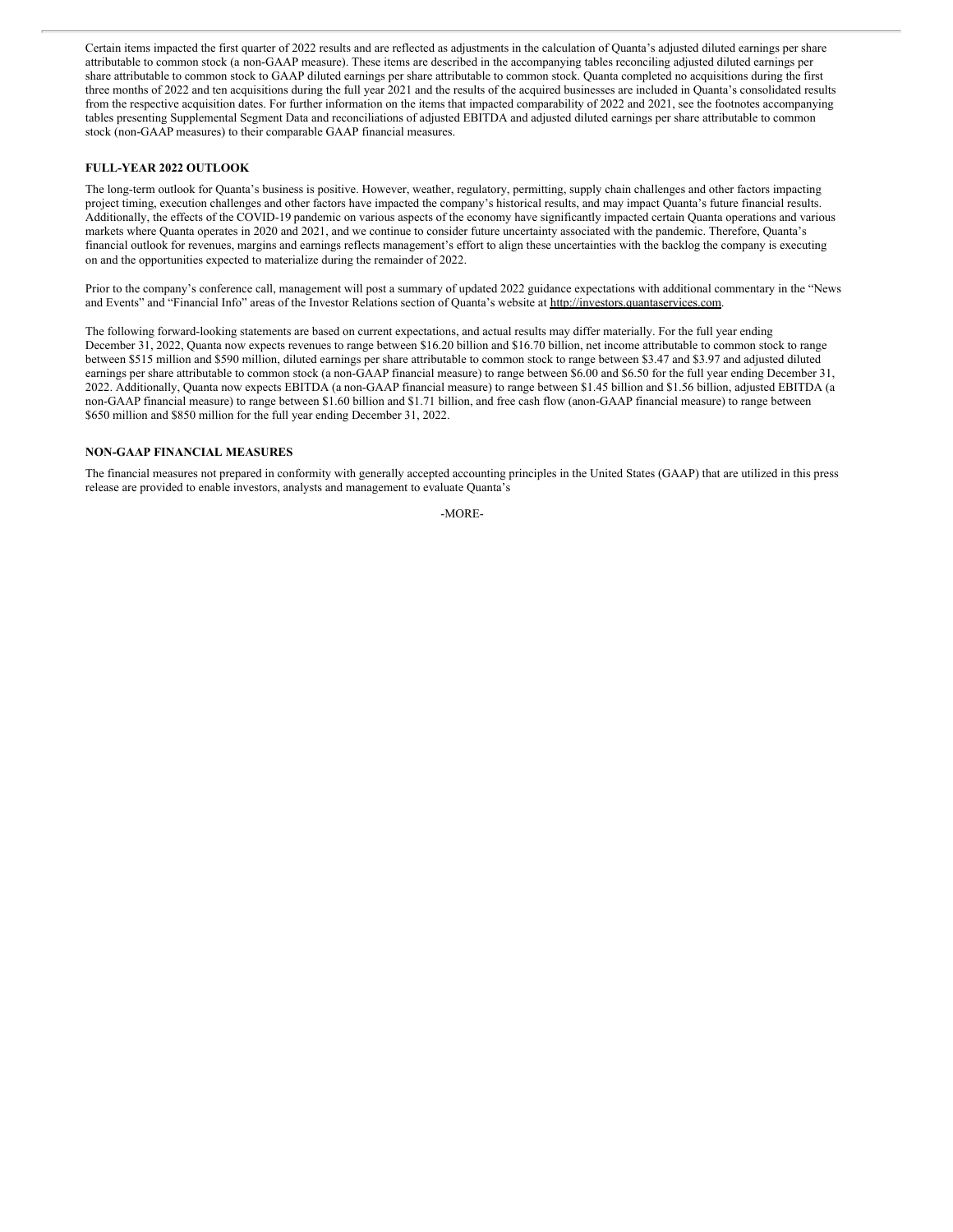Certain items impacted the first quarter of 2022 results and are reflected as adjustments in the calculation of Quanta's adjusted diluted earnings per share attributable to common stock (a non-GAAP measure). These items are described in the accompanying tables reconciling adjusted diluted earnings per share attributable to common stock to GAAP diluted earnings per share attributable to common stock. Quanta completed no acquisitions during the first three months of 2022 and ten acquisitions during the full year 2021 and the results of the acquired businesses are included in Quanta's consolidated results from the respective acquisition dates. For further information on the items that impacted comparability of 2022 and 2021, see the footnotes accompanying tables presenting Supplemental Segment Data and reconciliations of adjusted EBITDA and adjusted diluted earnings per share attributable to common stock (non-GAAP measures) to their comparable GAAP financial measures.

**FULL-YEAR 2022 OUTLOOK**

The long-term outlook for Quanta's business is positive. However, weather, regulatory, permitting, supply chain challenges and other factors impacting project timing, execution challenges and other factors have impacted the company's historical results, and may impact Quanta's future financial results. Additionally, the effects of the COVID-19 pandemic on various aspects of the economy have significantly impacted certain Quanta operations and various markets where Quanta operates in 2020 and 2021, and we continue to consider future uncertainty associated with the pandemic. Therefore, Quanta's financial outlook for revenues, margins and earnings reflects management's effort to align these uncertainties with the backlog the company is executing on and the opportunities expected to materialize during the remainder of 2022.

Prior to the company's conference call, management will post a summary of updated 2022 guidance expectations with additional commentary in the "News and Events" and "Financial Info" areas of the Investor Relations section of Quanta's website at http://investors.quantaservices.com.

The following forward-looking statements are based on current expectations, and actual results may differ materially. For the full year ending December 31, 2022, Quanta now expects revenues to range between $16.20 billion and $16.70 billion, net income attributable to common stock to range between $515 million and $590 million, diluted earnings per share attributable to common stock to range between $3.47 and $3.97 and adjusted diluted earnings per share attributable to common stock (a non-GAAP financial measure) to range between $6.00 and $6.50 for the full year ending December 31, 2022. Additionally, Quanta now expects EBITDA (a non-GAAP financial measure) to range between $1.45 billion and $1.56 billion, adjusted EBITDA (a non-GAAP financial measure) to range between $1.60 billion and $1.71 billion, and free cash flow (anon-GAAP financial measure) to range between $650 million and $850 million for the full year ending December 31, 2022.

**NON-GAAP FINANCIAL MEASURES**

The financial measures not prepared in conformity with generally accepted accounting principles in the United States (GAAP) that are utilized in this press release are provided to enable investors, analysts and management to evaluate Quanta's

-MORE-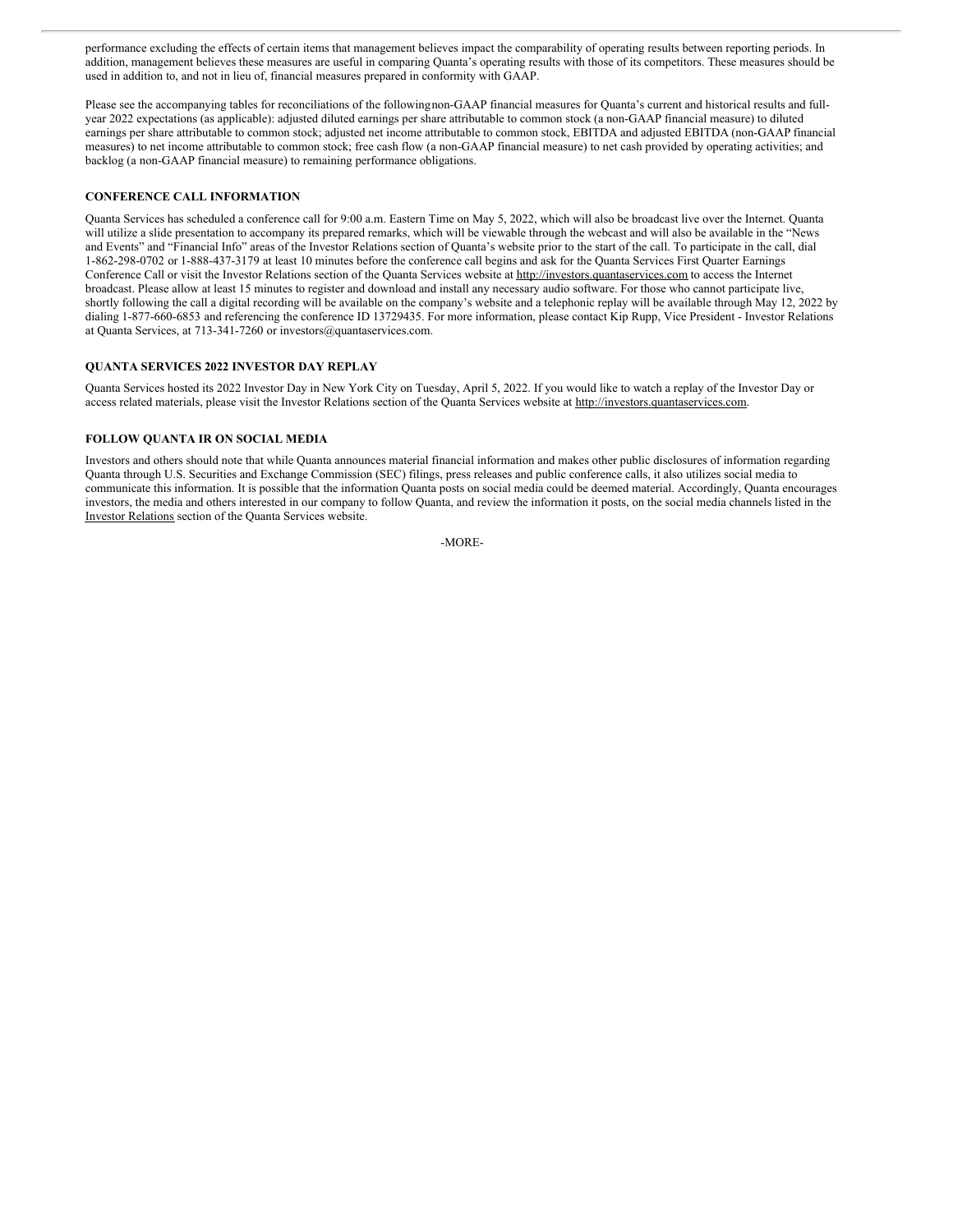performance excluding the effects of certain items that management believes impact the comparability of operating results between reporting periods. In addition, management believes these measures are useful in comparing Quanta's operating results with those of its competitors. These measures should be used in addition to, and not in lieu of, financial measures prepared in conformity with GAAP.

Please see the accompanying tables for reconciliations of the following non-GAAP financial measures for Quanta's current and historical results and full-year 2022 expectations (as applicable): adjusted diluted earnings per share attributable to common stock (a non-GAAP financial measure) to diluted earnings per share attributable to common stock; adjusted net income attributable to common stock, EBITDA and adjusted EBITDA (non-GAAP financial measures) to net income attributable to common stock; free cash flow (a non-GAAP financial measure) to net cash provided by operating activities; and backlog (a non-GAAP financial measure) to remaining performance obligations.

**CONFERENCE CALL INFORMATION**

Quanta Services has scheduled a conference call for 9:00 a.m. Eastern Time on May 5, 2022, which will also be broadcast live over the Internet. Quanta will utilize a slide presentation to accompany its prepared remarks, which will be viewable through the webcast and will also be available in the "News and Events" and "Financial Info" areas of the Investor Relations section of Quanta's website prior to the start of the call. To participate in the call, dial 1-862-298-0702 or 1-888-437-3179 at least 10 minutes before the conference call begins and ask for the Quanta Services First Quarter Earnings Conference Call or visit the Investor Relations section of the Quanta Services website at http://investors.quantaservices.com to access the Internet broadcast. Please allow at least 15 minutes to register and download and install any necessary audio software. For those who cannot participate live, shortly following the call a digital recording will be available on the company's website and a telephonic replay will be available through May 12, 2022 by dialing 1-877-660-6853 and referencing the conference ID 13729435. For more information, please contact Kip Rupp, Vice President - Investor Relations at Quanta Services, at 713-341-7260 or investors@quantaservices.com.

**QUANTA SERVICES 2022 INVESTOR DAY REPLAY**

Quanta Services hosted its 2022 Investor Day in New York City on Tuesday, April 5, 2022. If you would like to watch a replay of the Investor Day or access related materials, please visit the Investor Relations section of the Quanta Services website at http://investors.quantaservices.com.

**FOLLOW QUANTA IR ON SOCIAL MEDIA**

Investors and others should note that while Quanta announces material financial information and makes other public disclosures of information regarding Quanta through U.S. Securities and Exchange Commission (SEC) filings, press releases and public conference calls, it also utilizes social media to communicate this information. It is possible that the information Quanta posts on social media could be deemed material. Accordingly, Quanta encourages investors, the media and others interested in our company to follow Quanta, and review the information it posts, on the social media channels listed in the Investor Relations section of the Quanta Services website.

-MORE-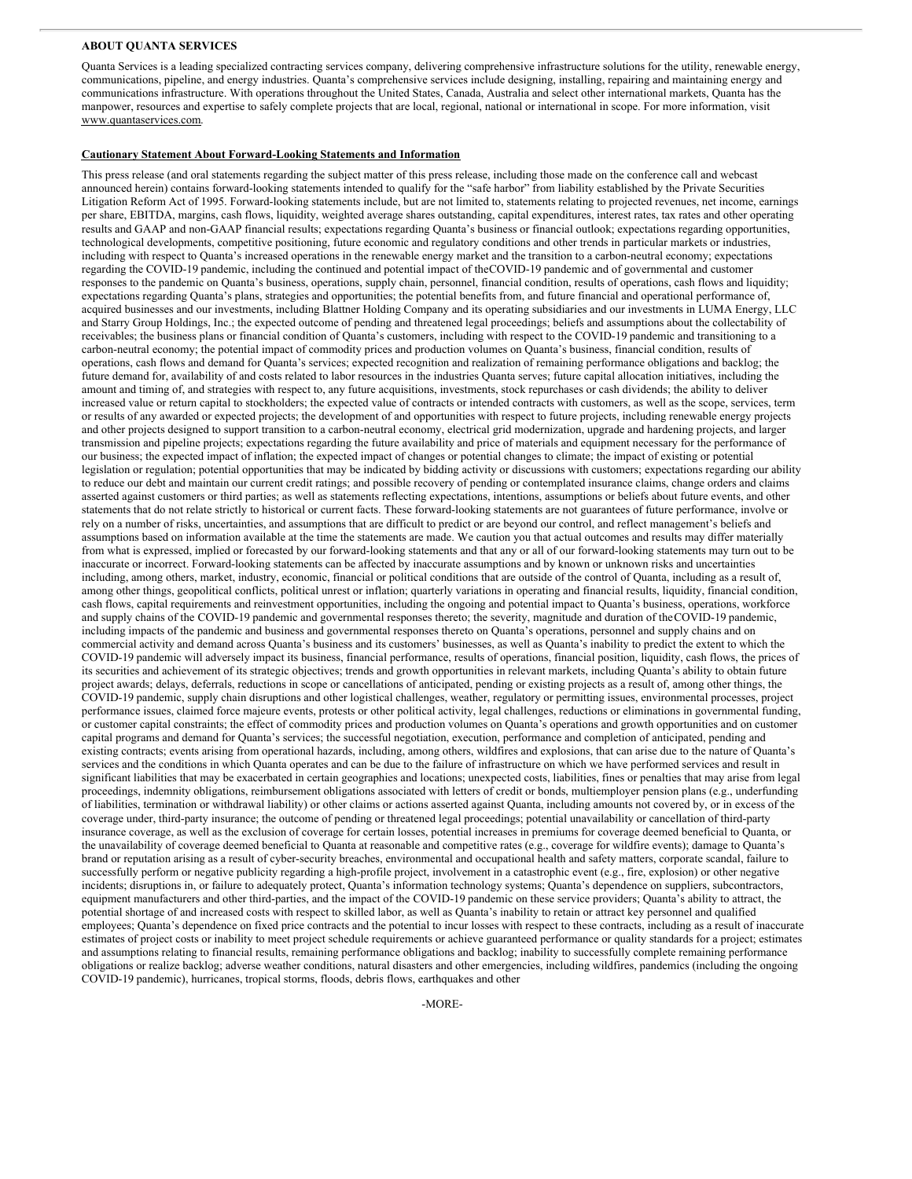**ABOUT QUANTA SERVICES**

Quanta Services is a leading specialized contracting services company, delivering comprehensive infrastructure solutions for the utility, renewable energy, communications, pipeline, and energy industries. Quanta's comprehensive services include designing, installing, repairing and maintaining energy and communications infrastructure. With operations throughout the United States, Canada, Australia and select other international markets, Quanta has the manpower, resources and expertise to safely complete projects that are local, regional, national or international in scope. For more information, visit www.quantaservices.com.

**Cautionary Statement About Forward-Looking Statements and Information**

This press release (and oral statements regarding the subject matter of this press release, including those made on the conference call and webcast announced herein) contains forward-looking statements intended to qualify for the "safe harbor" from liability established by the Private Securities Litigation Reform Act of 1995. Forward-looking statements include, but are not limited to, statements relating to projected revenues, net income, earnings per share, EBITDA, margins, cash flows, liquidity, weighted average shares outstanding, capital expenditures, interest rates, tax rates and other operating results and GAAP and non-GAAP financial results; expectations regarding Quanta's business or financial outlook; expectations regarding opportunities, technological developments, competitive positioning, future economic and regulatory conditions and other trends in particular markets or industries, including with respect to Quanta's increased operations in the renewable energy market and the transition to a carbon-neutral economy; expectations regarding the COVID-19 pandemic, including the continued and potential impact of theCOVID-19 pandemic and of governmental and customer responses to the pandemic on Quanta's business, operations, supply chain, personnel, financial condition, results of operations, cash flows and liquidity; expectations regarding Quanta's plans, strategies and opportunities; the potential benefits from, and future financial and operational performance of, acquired businesses and our investments, including Blattner Holding Company and its operating subsidiaries and our investments in LUMA Energy, LLC and Starry Group Holdings, Inc.; the expected outcome of pending and threatened legal proceedings; beliefs and assumptions about the collectability of receivables; the business plans or financial condition of Quanta's customers, including with respect to the COVID-19 pandemic and transitioning to a carbon-neutral economy; the potential impact of commodity prices and production volumes on Quanta's business, financial condition, results of operations, cash flows and demand for Quanta's services; expected recognition and realization of remaining performance obligations and backlog; the future demand for, availability of and costs related to labor resources in the industries Quanta serves; future capital allocation initiatives, including the amount and timing of, and strategies with respect to, any future acquisitions, investments, stock repurchases or cash dividends; the ability to deliver increased value or return capital to stockholders; the expected value of contracts or intended contracts with customers, as well as the scope, services, term or results of any awarded or expected projects; the development of and opportunities with respect to future projects, including renewable energy projects and other projects designed to support transition to a carbon-neutral economy, electrical grid modernization, upgrade and hardening projects, and larger transmission and pipeline projects; expectations regarding the future availability and price of materials and equipment necessary for the performance of our business; the expected impact of inflation; the expected impact of changes or potential changes to climate; the impact of existing or potential legislation or regulation; potential opportunities that may be indicated by bidding activity or discussions with customers; expectations regarding our ability to reduce our debt and maintain our current credit ratings; and possible recovery of pending or contemplated insurance claims, change orders and claims asserted against customers or third parties; as well as statements reflecting expectations, intentions, assumptions or beliefs about future events, and other statements that do not relate strictly to historical or current facts. These forward-looking statements are not guarantees of future performance, involve or rely on a number of risks, uncertainties, and assumptions that are difficult to predict or are beyond our control, and reflect management's beliefs and assumptions based on information available at the time the statements are made. We caution you that actual outcomes and results may differ materially from what is expressed, implied or forecasted by our forward-looking statements and that any or all of our forward-looking statements may turn out to be inaccurate or incorrect. Forward-looking statements can be affected by inaccurate assumptions and by known or unknown risks and uncertainties including, among others, market, industry, economic, financial or political conditions that are outside of the control of Quanta, including as a result of, among other things, geopolitical conflicts, political unrest or inflation; quarterly variations in operating and financial results, liquidity, financial condition, cash flows, capital requirements and reinvestment opportunities, including the ongoing and potential impact to Quanta's business, operations, workforce and supply chains of the COVID-19 pandemic and governmental responses thereto; the severity, magnitude and duration of theCOVID-19 pandemic, including impacts of the pandemic and business and governmental responses thereto on Quanta's operations, personnel and supply chains and on commercial activity and demand across Quanta's business and its customers' businesses, as well as Quanta's inability to predict the extent to which the COVID-19 pandemic will adversely impact its business, financial performance, results of operations, financial position, liquidity, cash flows, the prices of its securities and achievement of its strategic objectives; trends and growth opportunities in relevant markets, including Quanta's ability to obtain future project awards; delays, deferrals, reductions in scope or cancellations of anticipated, pending or existing projects as a result of, among other things, the COVID-19 pandemic, supply chain disruptions and other logistical challenges, weather, regulatory or permitting issues, environmental processes, project performance issues, claimed force majeure events, protests or other political activity, legal challenges, reductions or eliminations in governmental funding, or customer capital constraints; the effect of commodity prices and production volumes on Quanta's operations and growth opportunities and on customer capital programs and demand for Quanta's services; the successful negotiation, execution, performance and completion of anticipated, pending and existing contracts; events arising from operational hazards, including, among others, wildfires and explosions, that can arise due to the nature of Quanta's services and the conditions in which Quanta operates and can be due to the failure of infrastructure on which we have performed services and result in significant liabilities that may be exacerbated in certain geographies and locations; unexpected costs, liabilities, fines or penalties that may arise from legal proceedings, indemnity obligations, reimbursement obligations associated with letters of credit or bonds, multiemployer pension plans (e.g., underfunding of liabilities, termination or withdrawal liability) or other claims or actions asserted against Quanta, including amounts not covered by, or in excess of the coverage under, third-party insurance; the outcome of pending or threatened legal proceedings; potential unavailability or cancellation of third-party insurance coverage, as well as the exclusion of coverage for certain losses, potential increases in premiums for coverage deemed beneficial to Quanta, or the unavailability of coverage deemed beneficial to Quanta at reasonable and competitive rates (e.g., coverage for wildfire events); damage to Quanta's brand or reputation arising as a result of cyber-security breaches, environmental and occupational health and safety matters, corporate scandal, failure to successfully perform or negative publicity regarding a high-profile project, involvement in a catastrophic event (e.g., fire, explosion) or other negative incidents; disruptions in, or failure to adequately protect, Quanta's information technology systems; Quanta's dependence on suppliers, subcontractors, equipment manufacturers and other third-parties, and the impact of the COVID-19 pandemic on these service providers; Quanta's ability to attract, the potential shortage of and increased costs with respect to skilled labor, as well as Quanta's inability to retain or attract key personnel and qualified employees; Quanta's dependence on fixed price contracts and the potential to incur losses with respect to these contracts, including as a result of inaccurate estimates of project costs or inability to meet project schedule requirements or achieve guaranteed performance or quality standards for a project; estimates and assumptions relating to financial results, remaining performance obligations and backlog; inability to successfully complete remaining performance obligations or realize backlog; adverse weather conditions, natural disasters and other emergencies, including wildfires, pandemics (including the ongoing COVID-19 pandemic), hurricanes, tropical storms, floods, debris flows, earthquakes and other

-MORE-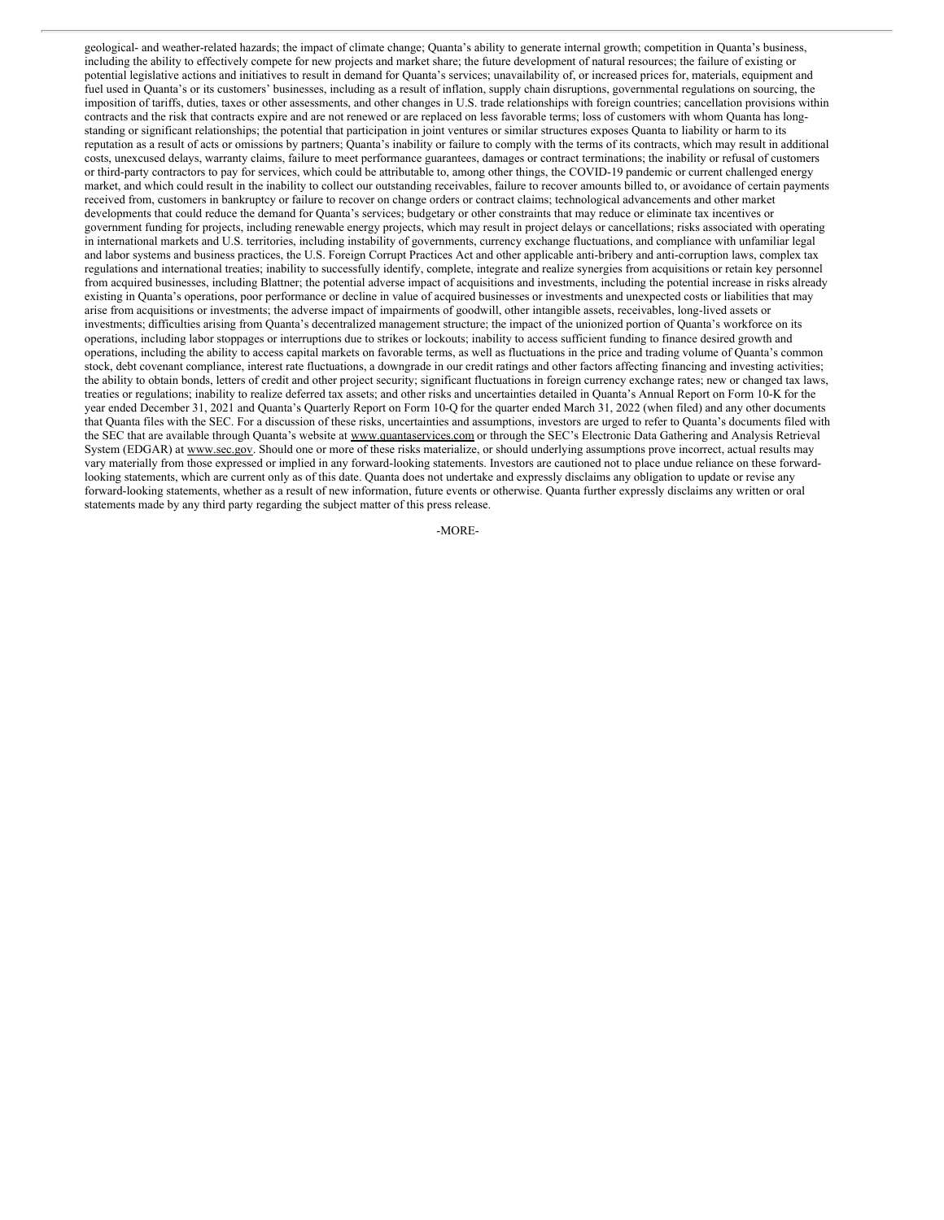geological- and weather-related hazards; the impact of climate change; Quanta's ability to generate internal growth; competition in Quanta's business, including the ability to effectively compete for new projects and market share; the future development of natural resources; the failure of existing or potential legislative actions and initiatives to result in demand for Quanta's services; unavailability of, or increased prices for, materials, equipment and fuel used in Quanta's or its customers' businesses, including as a result of inflation, supply chain disruptions, governmental regulations on sourcing, the imposition of tariffs, duties, taxes or other assessments, and other changes in U.S. trade relationships with foreign countries; cancellation provisions within contracts and the risk that contracts expire and are not renewed or are replaced on less favorable terms; loss of customers with whom Quanta has long-standing or significant relationships; the potential that participation in joint ventures or similar structures exposes Quanta to liability or harm to its reputation as a result of acts or omissions by partners; Quanta's inability or failure to comply with the terms of its contracts, which may result in additional costs, unexcused delays, warranty claims, failure to meet performance guarantees, damages or contract terminations; the inability or refusal of customers or third-party contractors to pay for services, which could be attributable to, among other things, the COVID-19 pandemic or current challenged energy market, and which could result in the inability to collect our outstanding receivables, failure to recover amounts billed to, or avoidance of certain payments received from, customers in bankruptcy or failure to recover on change orders or contract claims; technological advancements and other market developments that could reduce the demand for Quanta's services; budgetary or other constraints that may reduce or eliminate tax incentives or government funding for projects, including renewable energy projects, which may result in project delays or cancellations; risks associated with operating in international markets and U.S. territories, including instability of governments, currency exchange fluctuations, and compliance with unfamiliar legal and labor systems and business practices, the U.S. Foreign Corrupt Practices Act and other applicable anti-bribery and anti-corruption laws, complex tax regulations and international treaties; inability to successfully identify, complete, integrate and realize synergies from acquisitions or retain key personnel from acquired businesses, including Blattner; the potential adverse impact of acquisitions and investments, including the potential increase in risks already existing in Quanta's operations, poor performance or decline in value of acquired businesses or investments and unexpected costs or liabilities that may arise from acquisitions or investments; the adverse impact of impairments of goodwill, other intangible assets, receivables, long-lived assets or investments; difficulties arising from Quanta's decentralized management structure; the impact of the unionized portion of Quanta's workforce on its operations, including labor stoppages or interruptions due to strikes or lockouts; inability to access sufficient funding to finance desired growth and operations, including the ability to access capital markets on favorable terms, as well as fluctuations in the price and trading volume of Quanta's common stock, debt covenant compliance, interest rate fluctuations, a downgrade in our credit ratings and other factors affecting financing and investing activities; the ability to obtain bonds, letters of credit and other project security; significant fluctuations in foreign currency exchange rates; new or changed tax laws, treaties or regulations; inability to realize deferred tax assets; and other risks and uncertainties detailed in Quanta's Annual Report on Form 10-K for the year ended December 31, 2021 and Quanta's Quarterly Report on Form 10-Q for the quarter ended March 31, 2022 (when filed) and any other documents that Quanta files with the SEC. For a discussion of these risks, uncertainties and assumptions, investors are urged to refer to Quanta's documents filed with the SEC that are available through Quanta's website at www.quantaservices.com or through the SEC's Electronic Data Gathering and Analysis Retrieval System (EDGAR) at www.sec.gov. Should one or more of these risks materialize, or should underlying assumptions prove incorrect, actual results may vary materially from those expressed or implied in any forward-looking statements. Investors are cautioned not to place undue reliance on these forward-looking statements, which are current only as of this date. Quanta does not undertake and expressly disclaims any obligation to update or revise any forward-looking statements, whether as a result of new information, future events or otherwise. Quanta further expressly disclaims any written or oral statements made by any third party regarding the subject matter of this press release.

-MORE-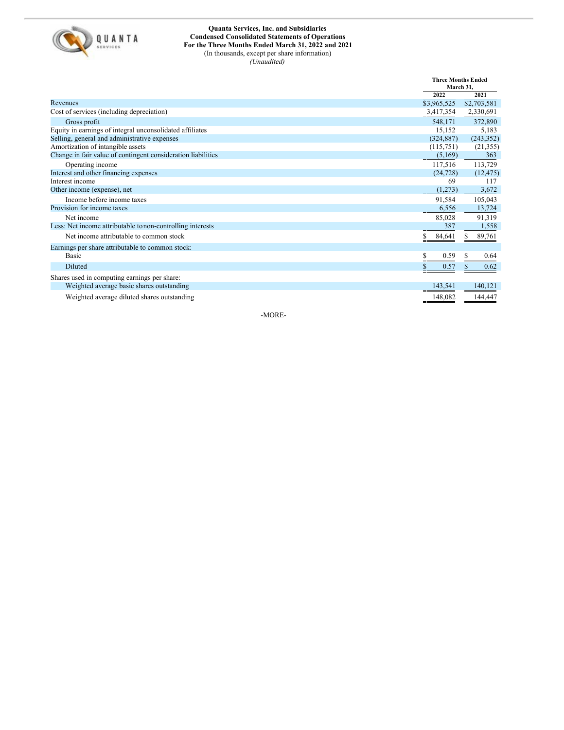**Quanta Services, Inc. and Subsidiaries**
**Condensed Consolidated Statements of Operations**
**For the Three Months Ended March 31, 2022 and 2021**
(In thousands, except per share information)
*(Unaudited)*

| | Three Months Ended March 31, | |
|---|---|---|
| | 2022 | 2021 |
| Revenues | $3,965,525 | $2,703,581 |
| Cost of services (including depreciation) | 3,417,354 | 2,330,691 |
| Gross profit | 548,171 | 372,890 |
| Equity in earnings of integral unconsolidated affiliates | 15,152 | 5,183 |
| Selling, general and administrative expenses | (324,887) | (243,352) |
| Amortization of intangible assets | (115,751) | (21,355) |
| Change in fair value of contingent consideration liabilities | (5,169) | 363 |
| Operating income | 117,516 | 113,729 |
| Interest and other financing expenses | (24,728) | (12,475) |
| Interest income | 69 | 117 |
| Other income (expense), net | (1,273) | 3,672 |
| Income before income taxes | 91,584 | 105,043 |
| Provision for income taxes | 6,556 | 13,724 |
| Net income | 85,028 | 91,319 |
| Less: Net income attributable to non-controlling interests | 387 | 1,558 |
| Net income attributable to common stock | $ 84,641 | $ 89,761 |
| Earnings per share attributable to common stock: | | |
| Basic | $ 0.59 | $ 0.64 |
| Diluted | $ 0.57 | $ 0.62 |
| Shares used in computing earnings per share: | | |
| Weighted average basic shares outstanding | 143,541 | 140,121 |
| Weighted average diluted shares outstanding | 148,082 | 144,447 |

-MORE-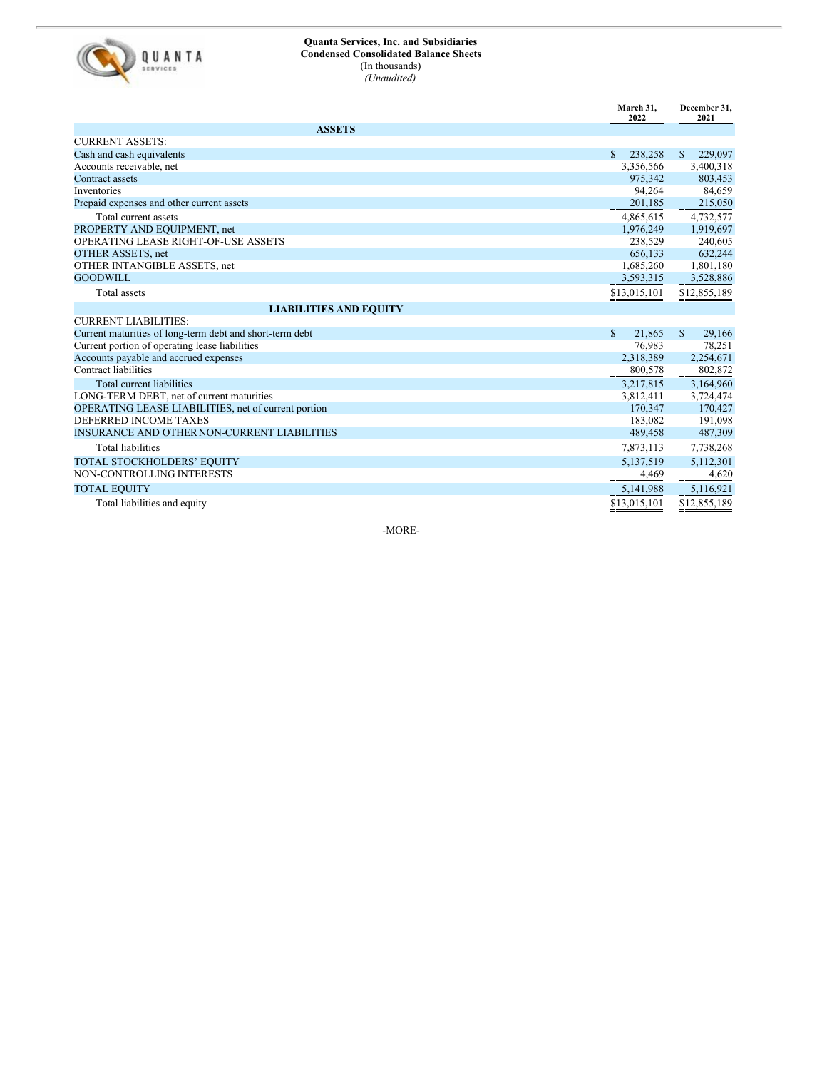**Quanta Services, Inc. and Subsidiaries**
**Condensed Consolidated Balance Sheets**
(In thousands)
*(Unaudited)*

| | March 31, 2022 | December 31, 2021 |
|---|---|---|
| **ASSETS** | | |
| CURRENT ASSETS: | | |
| Cash and cash equivalents | $ 238,258 | $ 229,097 |
| Accounts receivable, net | 3,356,566 | 3,400,318 |
| Contract assets | 975,342 | 803,453 |
| Inventories | 94,264 | 84,659 |
| Prepaid expenses and other current assets | 201,185 | 215,050 |
| Total current assets | 4,865,615 | 4,732,577 |
| PROPERTY AND EQUIPMENT, net | 1,976,249 | 1,919,697 |
| OPERATING LEASE RIGHT-OF-USE ASSETS | 238,529 | 240,605 |
| OTHER ASSETS, net | 656,133 | 632,244 |
| OTHER INTANGIBLE ASSETS, net | 1,685,260 | 1,801,180 |
| GOODWILL | 3,593,315 | 3,528,886 |
| Total assets | $13,015,101 | $12,855,189 |
| **LIABILITIES AND EQUITY** | | |
| CURRENT LIABILITIES: | | |
| Current maturities of long-term debt and short-term debt | $ 21,865 | $ 29,166 |
| Current portion of operating lease liabilities | 76,983 | 78,251 |
| Accounts payable and accrued expenses | 2,318,389 | 2,254,671 |
| Contract liabilities | 800,578 | 802,872 |
| Total current liabilities | 3,217,815 | 3,164,960 |
| LONG-TERM DEBT, net of current maturities | 3,812,411 | 3,724,474 |
| OPERATING LEASE LIABILITIES, net of current portion | 170,347 | 170,427 |
| DEFERRED INCOME TAXES | 183,082 | 191,098 |
| INSURANCE AND OTHER NON-CURRENT LIABILITIES | 489,458 | 487,309 |
| Total liabilities | 7,873,113 | 7,738,268 |
| TOTAL STOCKHOLDERS' EQUITY | 5,137,519 | 5,112,301 |
| NON-CONTROLLING INTERESTS | 4,469 | 4,620 |
| TOTAL EQUITY | 5,141,988 | 5,116,921 |
| Total liabilities and equity | $13,015,101 | $12,855,189 |

-MORE-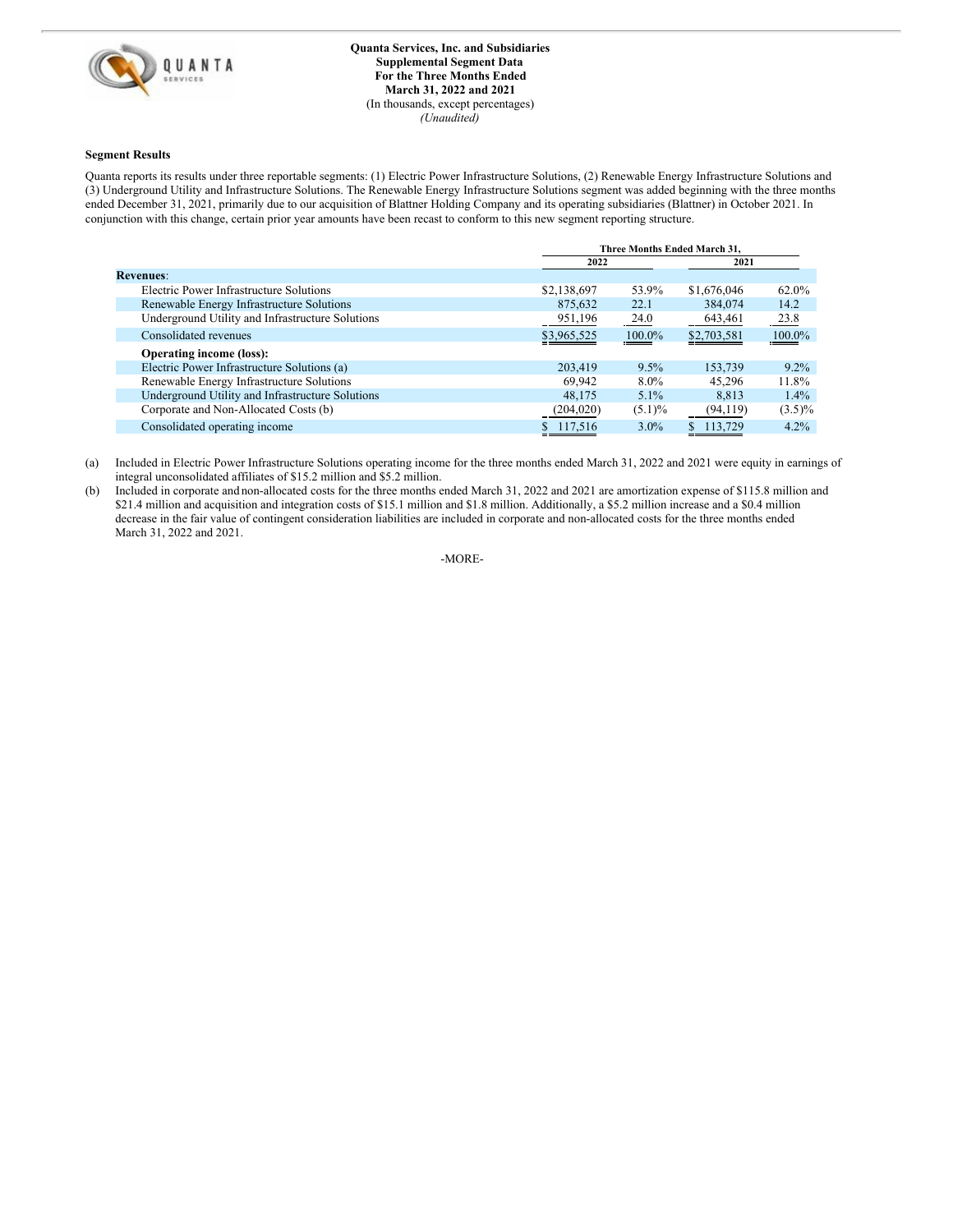**Quanta Services, Inc. and Subsidiaries**
**Supplemental Segment Data**
**For the Three Months Ended**
**March 31, 2022 and 2021**
(In thousands, except percentages)
*(Unaudited)*

**Segment Results**

Quanta reports its results under three reportable segments: (1) Electric Power Infrastructure Solutions, (2) Renewable Energy Infrastructure Solutions and (3) Underground Utility and Infrastructure Solutions. The Renewable Energy Infrastructure Solutions segment was added beginning with the three months ended December 31, 2021, primarily due to our acquisition of Blattner Holding Company and its operating subsidiaries (Blattner) in October 2021. In conjunction with this change, certain prior year amounts have been recast to conform to this new segment reporting structure.

| | Three Months Ended March 31, | | | |
|---|---|---|---|---|
| | 2022 | | 2021 | |
| **Revenues**: | | | | |
| Electric Power Infrastructure Solutions | $2,138,697 | 53.9% | $1,676,046 | 62.0% |
| Renewable Energy Infrastructure Solutions | 875,632 | 22.1 | 384,074 | 14.2 |
| Underground Utility and Infrastructure Solutions | 951,196 | 24.0 | 643,461 | 23.8 |
| Consolidated revenues | $3,965,525 | 100.0% | $2,703,581 | 100.0% |
| **Operating income (loss):** | | | | |
| Electric Power Infrastructure Solutions (a) | 203,419 | 9.5% | 153,739 | 9.2% |
| Renewable Energy Infrastructure Solutions | 69,942 | 8.0% | 45,296 | 11.8% |
| Underground Utility and Infrastructure Solutions | 48,175 | 5.1% | 8,813 | 1.4% |
| Corporate and Non-Allocated Costs (b) | (204,020) | (5.1)% | (94,119) | (3.5)% |
| Consolidated operating income | $ 117,516 | 3.0% | $ 113,729 | 4.2% |

(a) Included in Electric Power Infrastructure Solutions operating income for the three months ended March 31, 2022 and 2021 were equity in earnings of integral unconsolidated affiliates of $15.2 million and $5.2 million.

(b) Included in corporate and non-allocated costs for the three months ended March 31, 2022 and 2021 are amortization expense of $115.8 million and $21.4 million and acquisition and integration costs of $15.1 million and $1.8 million. Additionally, a $5.2 million increase and a $0.4 million decrease in the fair value of contingent consideration liabilities are included in corporate and non-allocated costs for the three months ended March 31, 2022 and 2021.

-MORE-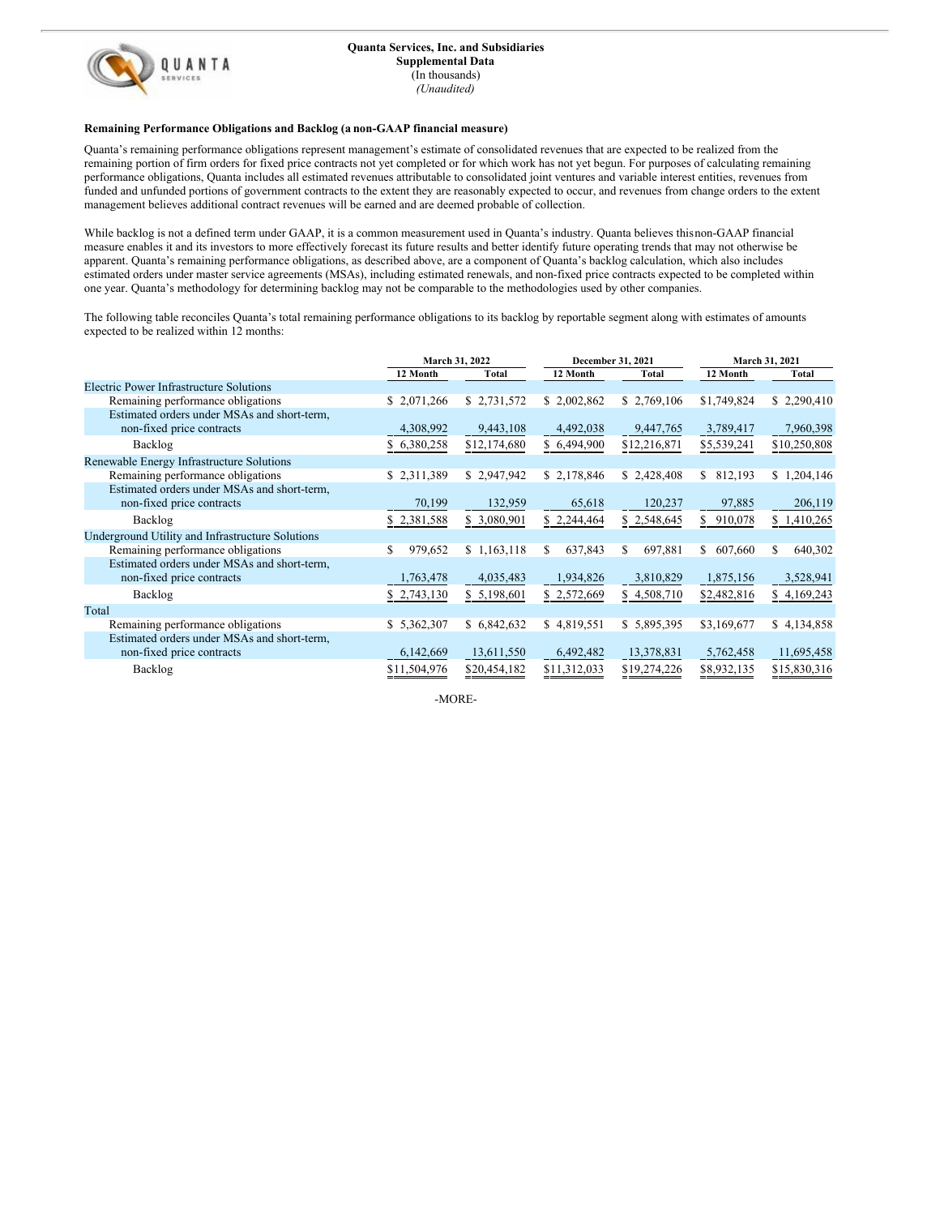**Quanta Services, Inc. and Subsidiaries**
**Supplemental Data**
(In thousands)
*(Unaudited)*

**Remaining Performance Obligations and Backlog (a non-GAAP financial measure)**

Quanta's remaining performance obligations represent management's estimate of consolidated revenues that are expected to be realized from the remaining portion of firm orders for fixed price contracts not yet completed or for which work has not yet begun. For purposes of calculating remaining performance obligations, Quanta includes all estimated revenues attributable to consolidated joint ventures and variable interest entities, revenues from funded and unfunded portions of government contracts to the extent they are reasonably expected to occur, and revenues from change orders to the extent management believes additional contract revenues will be earned and are deemed probable of collection.

While backlog is not a defined term under GAAP, it is a common measurement used in Quanta's industry. Quanta believes this non-GAAP financial measure enables it and its investors to more effectively forecast its future results and better identify future operating trends that may not otherwise be apparent. Quanta's remaining performance obligations, as described above, are a component of Quanta's backlog calculation, which also includes estimated orders under master service agreements (MSAs), including estimated renewals, and non-fixed price contracts expected to be completed within one year. Quanta's methodology for determining backlog may not be comparable to the methodologies used by other companies.

The following table reconciles Quanta's total remaining performance obligations to its backlog by reportable segment along with estimates of amounts expected to be realized within 12 months:

| | March 31, 2022 | | December 31, 2021 | | March 31, 2021 | |
|---|---|---|---|---|---|---|
| | 12 Month | Total | 12 Month | Total | 12 Month | Total |
| **Electric Power Infrastructure Solutions** | | | | | | |
| Remaining performance obligations | $ 2,071,266 | $ 2,731,572 | $ 2,002,862 | $ 2,769,106 | $1,749,824 | $ 2,290,410 |
| Estimated orders under MSAs and short-term, non-fixed price contracts | 4,308,992 | 9,443,108 | 4,492,038 | 9,447,765 | 3,789,417 | 7,960,398 |
| Backlog | $ 6,380,258 | $12,174,680 | $ 6,494,900 | $12,216,871 | $5,539,241 | $10,250,808 |
| **Renewable Energy Infrastructure Solutions** | | | | | | |
| Remaining performance obligations | $ 2,311,389 | $ 2,947,942 | $ 2,178,846 | $ 2,428,408 | $ 812,193 | $ 1,204,146 |
| Estimated orders under MSAs and short-term, non-fixed price contracts | 70,199 | 132,959 | 65,618 | 120,237 | 97,885 | 206,119 |
| Backlog | $ 2,381,588 | $ 3,080,901 | $ 2,244,464 | $ 2,548,645 | $ 910,078 | $ 1,410,265 |
| **Underground Utility and Infrastructure Solutions** | | | | | | |
| Remaining performance obligations | $ 979,652 | $ 1,163,118 | $ 637,843 | $ 697,881 | $ 607,660 | $ 640,302 |
| Estimated orders under MSAs and short-term, non-fixed price contracts | 1,763,478 | 4,035,483 | 1,934,826 | 3,810,829 | 1,875,156 | 3,528,941 |
| Backlog | $ 2,743,130 | $ 5,198,601 | $ 2,572,669 | $ 4,508,710 | $2,482,816 | $ 4,169,243 |
| **Total** | | | | | | |
| Remaining performance obligations | $ 5,362,307 | $ 6,842,632 | $ 4,819,551 | $ 5,895,395 | $3,169,677 | $ 4,134,858 |
| Estimated orders under MSAs and short-term, non-fixed price contracts | 6,142,669 | 13,611,550 | 6,492,482 | 13,378,831 | 5,762,458 | 11,695,458 |
| Backlog | $11,504,976 | $20,454,182 | $11,312,033 | $19,274,226 | $8,932,135 | $15,830,316 |

-MORE-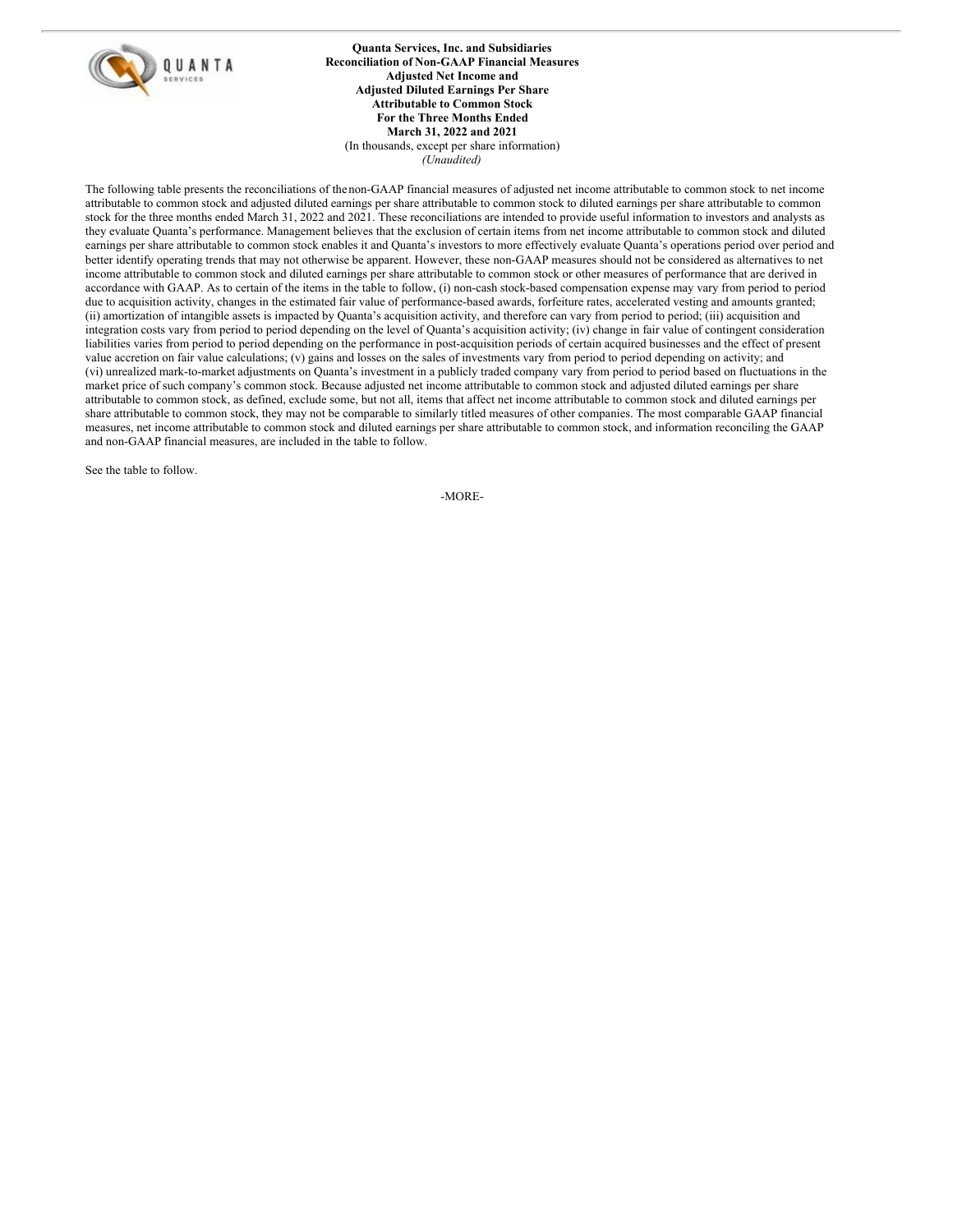**Quanta Services, Inc. and Subsidiaries**
**Reconciliation of Non-GAAP Financial Measures**
**Adjusted Net Income and**
**Adjusted Diluted Earnings Per Share**
**Attributable to Common Stock**
**For the Three Months Ended**
**March 31, 2022 and 2021**
(In thousands, except per share information)
*(Unaudited)*

The following table presents the reconciliations of the non-GAAP financial measures of adjusted net income attributable to common stock to net income attributable to common stock and adjusted diluted earnings per share attributable to common stock to diluted earnings per share attributable to common stock for the three months ended March 31, 2022 and 2021. These reconciliations are intended to provide useful information to investors and analysts as they evaluate Quanta's performance. Management believes that the exclusion of certain items from net income attributable to common stock and diluted earnings per share attributable to common stock enables it and Quanta's investors to more effectively evaluate Quanta's operations period over period and better identify operating trends that may not otherwise be apparent. However, these non-GAAP measures should not be considered as alternatives to net income attributable to common stock and diluted earnings per share attributable to common stock or other measures of performance that are derived in accordance with GAAP. As to certain of the items in the table to follow, (i) non-cash stock-based compensation expense may vary from period to period due to acquisition activity, changes in the estimated fair value of performance-based awards, forfeiture rates, accelerated vesting and amounts granted; (ii) amortization of intangible assets is impacted by Quanta's acquisition activity, and therefore can vary from period to period; (iii) acquisition and integration costs vary from period to period depending on the level of Quanta's acquisition activity; (iv) change in fair value of contingent consideration liabilities varies from period to period depending on the performance in post-acquisition periods of certain acquired businesses and the effect of present value accretion on fair value calculations; (v) gains and losses on the sales of investments vary from period to period depending on activity; and (vi) unrealized mark-to-market adjustments on Quanta's investment in a publicly traded company vary from period to period based on fluctuations in the market price of such company's common stock. Because adjusted net income attributable to common stock and adjusted diluted earnings per share attributable to common stock, as defined, exclude some, but not all, items that affect net income attributable to common stock and diluted earnings per share attributable to common stock, they may not be comparable to similarly titled measures of other companies. The most comparable GAAP financial measures, net income attributable to common stock and diluted earnings per share attributable to common stock, and information reconciling the GAAP and non-GAAP financial measures, are included in the table to follow.

See the table to follow.

-MORE-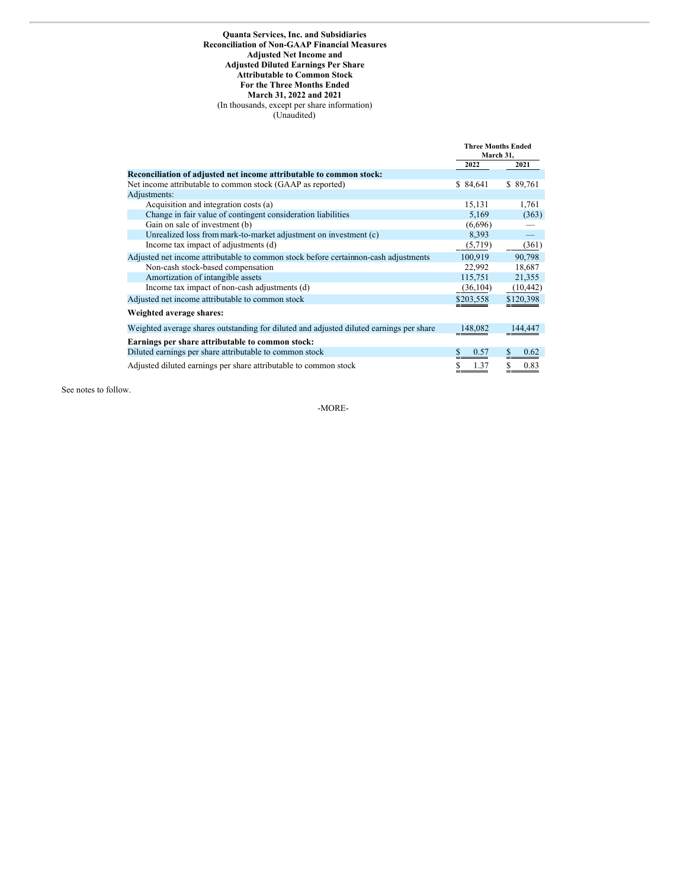**Quanta Services, Inc. and Subsidiaries**
**Reconciliation of Non-GAAP Financial Measures**
**Adjusted Net Income and**
**Adjusted Diluted Earnings Per Share**
**Attributable to Common Stock**
**For the Three Months Ended**
**March 31, 2022 and 2021**
(In thousands, except per share information)
(Unaudited)

| | Three Months Ended March 31, | |
|---|---|---|
| | 2022 | 2021 |
| **Reconciliation of adjusted net income attributable to common stock:** | | |
| Net income attributable to common stock (GAAP as reported) | $ 84,641 | $ 89,761 |
| Adjustments: | | |
| Acquisition and integration costs (a) | 15,131 | 1,761 |
| Change in fair value of contingent consideration liabilities | 5,169 | (363) |
| Gain on sale of investment (b) | (6,696) | — |
| Unrealized loss from mark-to-market adjustment on investment (c) | 8,393 | — |
| Income tax impact of adjustments (d) | (5,719) | (361) |
| Adjusted net income attributable to common stock before certain non-cash adjustments | 100,919 | 90,798 |
| Non-cash stock-based compensation | 22,992 | 18,687 |
| Amortization of intangible assets | 115,751 | 21,355 |
| Income tax impact of non-cash adjustments (d) | (36,104) | (10,442) |
| Adjusted net income attributable to common stock | $203,558 | $120,398 |
| **Weighted average shares:** | | |
| Weighted average shares outstanding for diluted and adjusted diluted earnings per share | 148,082 | 144,447 |
| **Earnings per share attributable to common stock:** | | |
| Diluted earnings per share attributable to common stock | $ 0.57 | $ 0.62 |
| Adjusted diluted earnings per share attributable to common stock | $ 1.37 | $ 0.83 |

See notes to follow.

-MORE-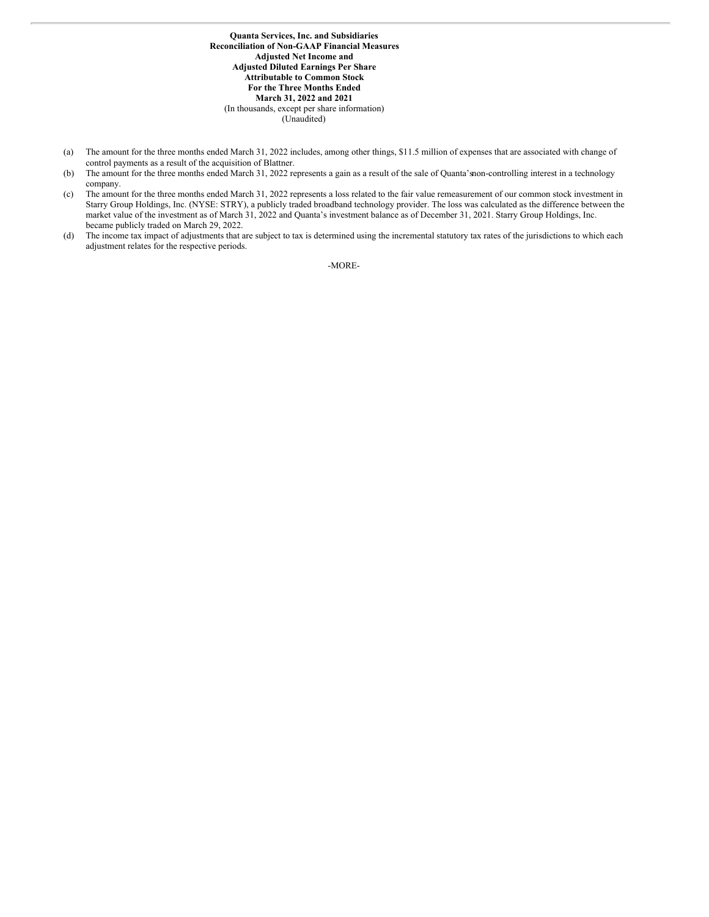**Quanta Services, Inc. and Subsidiaries**
**Reconciliation of Non-GAAP Financial Measures**
**Adjusted Net Income and**
**Adjusted Diluted Earnings Per Share**
**Attributable to Common Stock**
**For the Three Months Ended**
**March 31, 2022 and 2021**
(In thousands, except per share information)
(Unaudited)

(a) The amount for the three months ended March 31, 2022 includes, among other things, $11.5 million of expenses that are associated with change of control payments as a result of the acquisition of Blattner.

(b) The amount for the three months ended March 31, 2022 represents a gain as a result of the sale of Quanta's non-controlling interest in a technology company.

(c) The amount for the three months ended March 31, 2022 represents a loss related to the fair value remeasurement of our common stock investment in Starry Group Holdings, Inc. (NYSE: STRY), a publicly traded broadband technology provider. The loss was calculated as the difference between the market value of the investment as of March 31, 2022 and Quanta's investment balance as of December 31, 2021. Starry Group Holdings, Inc. became publicly traded on March 29, 2022.

(d) The income tax impact of adjustments that are subject to tax is determined using the incremental statutory tax rates of the jurisdictions to which each adjustment relates for the respective periods.

-MORE-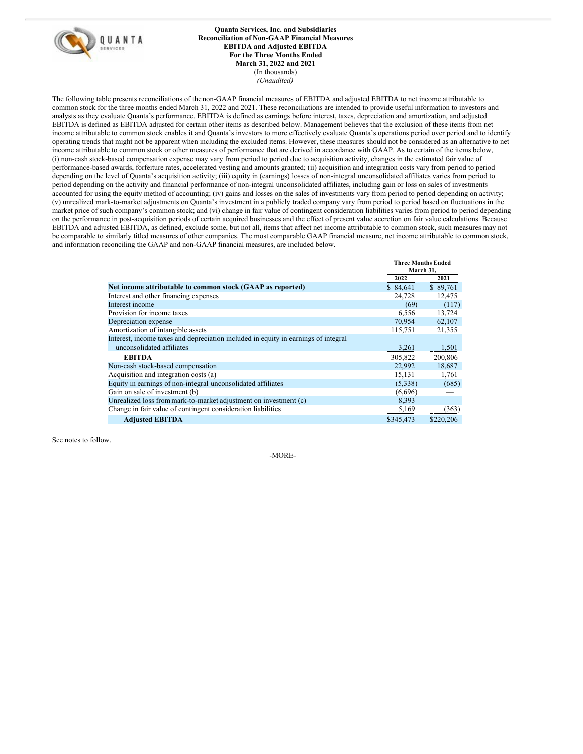**Quanta Services, Inc. and Subsidiaries**
**Reconciliation of Non-GAAP Financial Measures**
**EBITDA and Adjusted EBITDA**
**For the Three Months Ended**
**March 31, 2022 and 2021**
(In thousands)
*(Unaudited)*

The following table presents reconciliations of the non-GAAP financial measures of EBITDA and adjusted EBITDA to net income attributable to common stock for the three months ended March 31, 2022 and 2021. These reconciliations are intended to provide useful information to investors and analysts as they evaluate Quanta's performance. EBITDA is defined as earnings before interest, taxes, depreciation and amortization, and adjusted EBITDA is defined as EBITDA adjusted for certain other items as described below. Management believes that the exclusion of these items from net income attributable to common stock enables it and Quanta's investors to more effectively evaluate Quanta's operations period over period and to identify operating trends that might not be apparent when including the excluded items. However, these measures should not be considered as an alternative to net income attributable to common stock or other measures of performance that are derived in accordance with GAAP. As to certain of the items below, (i) non-cash stock-based compensation expense may vary from period to period due to acquisition activity, changes in the estimated fair value of performance-based awards, forfeiture rates, accelerated vesting and amounts granted; (ii) acquisition and integration costs vary from period to period depending on the level of Quanta's acquisition activity; (iii) equity in (earnings) losses of non-integral unconsolidated affiliates varies from period to period depending on the activity and financial performance of non-integral unconsolidated affiliates, including gain or loss on sales of investments accounted for using the equity method of accounting; (iv) gains and losses on the sales of investments vary from period to period depending on activity; (v) unrealized mark-to-market adjustments on Quanta's investment in a publicly traded company vary from period to period based on fluctuations in the market price of such company's common stock; and (vi) change in fair value of contingent consideration liabilities varies from period to period depending on the performance in post-acquisition periods of certain acquired businesses and the effect of present value accretion on fair value calculations. Because EBITDA and adjusted EBITDA, as defined, exclude some, but not all, items that affect net income attributable to common stock, such measures may not be comparable to similarly titled measures of other companies. The most comparable GAAP financial measure, net income attributable to common stock, and information reconciling the GAAP and non-GAAP financial measures, are included below.

| | Three Months Ended March 31, | |
|---|---|---|
| | 2022 | 2021 |
| **Net income attributable to common stock (GAAP as reported)** | $ 84,641 | $ 89,761 |
| Interest and other financing expenses | 24,728 | 12,475 |
| Interest income | (69) | (117) |
| Provision for income taxes | 6,556 | 13,724 |
| Depreciation expense | 70,954 | 62,107 |
| Amortization of intangible assets | 115,751 | 21,355 |
| Interest, income taxes and depreciation included in equity in earnings of integral unconsolidated affiliates | 3,261 | 1,501 |
| **EBITDA** | 305,822 | 200,806 |
| Non-cash stock-based compensation | 22,992 | 18,687 |
| Acquisition and integration costs (a) | 15,131 | 1,761 |
| Equity in earnings of non-integral unconsolidated affiliates | (5,338) | (685) |
| Gain on sale of investment (b) | (6,696) | — |
| Unrealized loss from mark-to-market adjustment on investment (c) | 8,393 | — |
| Change in fair value of contingent consideration liabilities | 5,169 | (363) |
| **Adjusted EBITDA** | $345,473 | $220,206 |

See notes to follow.

-MORE-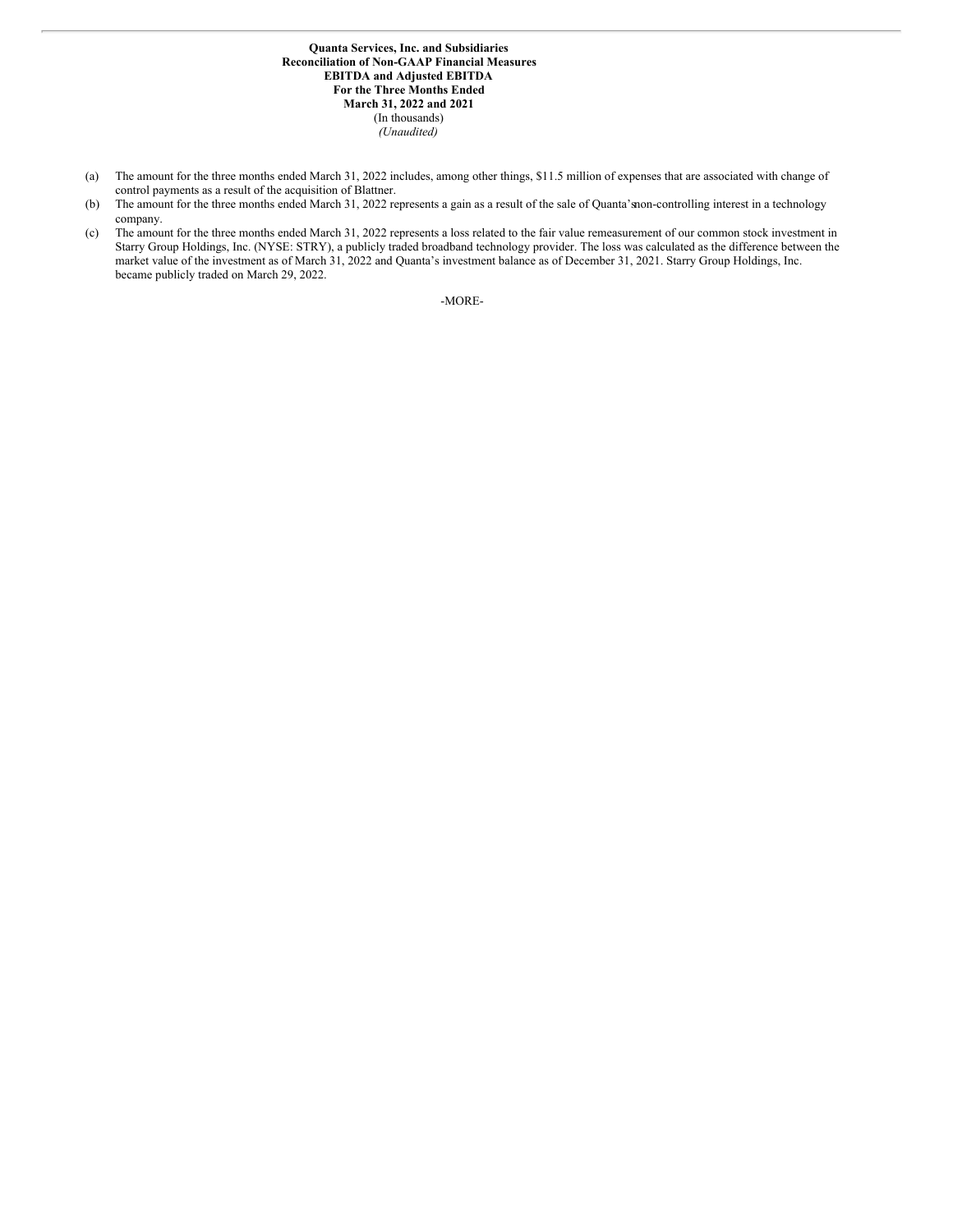**Quanta Services, Inc. and Subsidiaries**
**Reconciliation of Non-GAAP Financial Measures**
**EBITDA and Adjusted EBITDA**
**For the Three Months Ended**
**March 31, 2022 and 2021**
(In thousands)
*(Unaudited)*

(a) The amount for the three months ended March 31, 2022 includes, among other things, $11.5 million of expenses that are associated with change of control payments as a result of the acquisition of Blattner.

(b) The amount for the three months ended March 31, 2022 represents a gain as a result of the sale of Quanta's non-controlling interest in a technology company.

(c) The amount for the three months ended March 31, 2022 represents a loss related to the fair value remeasurement of our common stock investment in Starry Group Holdings, Inc. (NYSE: STRY), a publicly traded broadband technology provider. The loss was calculated as the difference between the market value of the investment as of March 31, 2022 and Quanta's investment balance as of December 31, 2021. Starry Group Holdings, Inc. became publicly traded on March 29, 2022.

-MORE-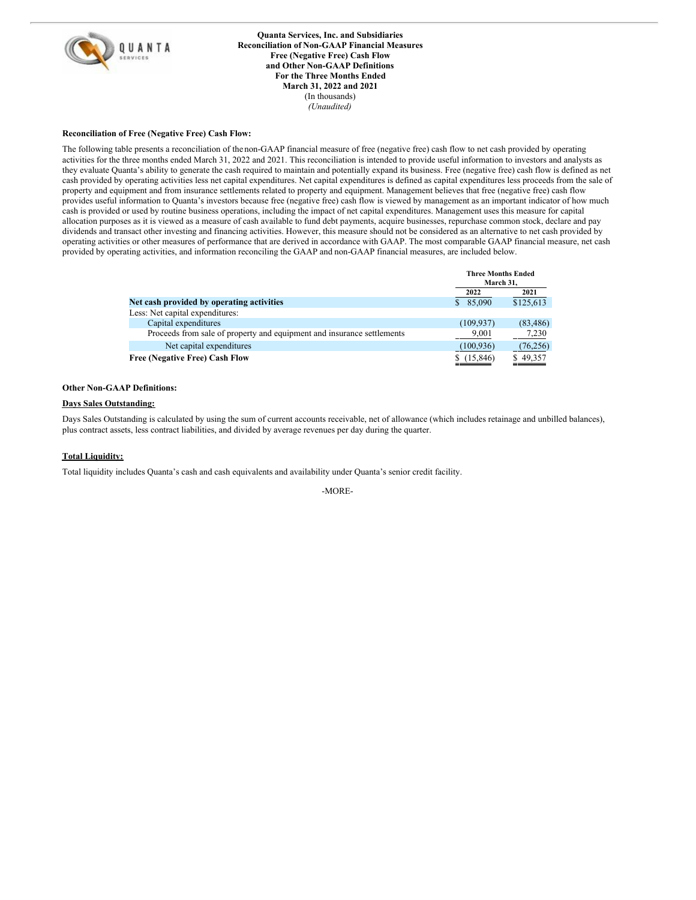**Quanta Services, Inc. and Subsidiaries**
**Reconciliation of Non-GAAP Financial Measures**
**Free (Negative Free) Cash Flow**
**and Other Non-GAAP Definitions**
**For the Three Months Ended**
**March 31, 2022 and 2021**
(In thousands)
*(Unaudited)*

**Reconciliation of Free (Negative Free) Cash Flow:**

The following table presents a reconciliation of the non-GAAP financial measure of free (negative free) cash flow to net cash provided by operating activities for the three months ended March 31, 2022 and 2021. This reconciliation is intended to provide useful information to investors and analysts as they evaluate Quanta's ability to generate the cash required to maintain and potentially expand its business. Free (negative free) cash flow is defined as net cash provided by operating activities less net capital expenditures. Net capital expenditures is defined as capital expenditures less proceeds from the sale of property and equipment and from insurance settlements related to property and equipment. Management believes that free (negative free) cash flow provides useful information to Quanta's investors because free (negative free) cash flow is viewed by management as an important indicator of how much cash is provided or used by routine business operations, including the impact of net capital expenditures. Management uses this measure for capital allocation purposes as it is viewed as a measure of cash available to fund debt payments, acquire businesses, repurchase common stock, declare and pay dividends and transact other investing and financing activities. However, this measure should not be considered as an alternative to net cash provided by operating activities or other measures of performance that are derived in accordance with GAAP. The most comparable GAAP financial measure, net cash provided by operating activities, and information reconciling the GAAP and non-GAAP financial measures, are included below.

| | Three Months Ended March 31, | |
|---|---|---|
| | 2022 | 2021 |
| **Net cash provided by operating activities** | $ 85,090 | $125,613 |
| Less: Net capital expenditures: | | |
| Capital expenditures | (109,937) | (83,486) |
| Proceeds from sale of property and equipment and insurance settlements | 9,001 | 7,230 |
| Net capital expenditures | (100,936) | (76,256) |
| **Free (Negative Free) Cash Flow** | $ (15,846) | $ 49,357 |

**Other Non-GAAP Definitions:**

**Days Sales Outstanding:**

Days Sales Outstanding is calculated by using the sum of current accounts receivable, net of allowance (which includes retainage and unbilled balances), plus contract assets, less contract liabilities, and divided by average revenues per day during the quarter.

**Total Liquidity:**

Total liquidity includes Quanta's cash and cash equivalents and availability under Quanta's senior credit facility.

-MORE-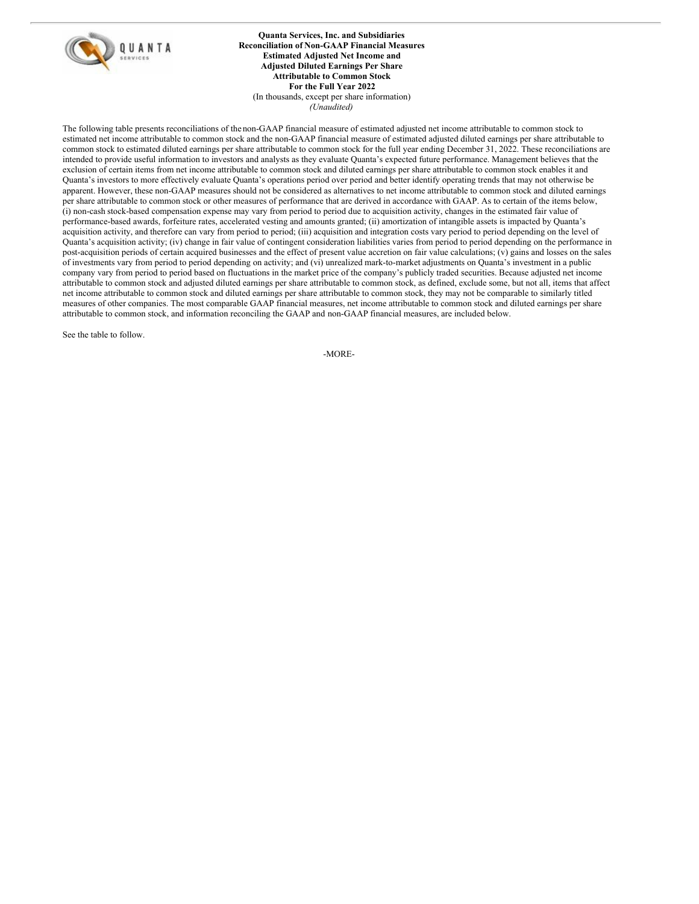**Quanta Services, Inc. and Subsidiaries**
**Reconciliation of Non-GAAP Financial Measures**
**Estimated Adjusted Net Income and**
**Adjusted Diluted Earnings Per Share**
**Attributable to Common Stock**
**For the Full Year 2022**
(In thousands, except per share information)
*(Unaudited)*

The following table presents reconciliations of the non-GAAP financial measure of estimated adjusted net income attributable to common stock to estimated net income attributable to common stock and the non-GAAP financial measure of estimated adjusted diluted earnings per share attributable to common stock to estimated diluted earnings per share attributable to common stock for the full year ending December 31, 2022. These reconciliations are intended to provide useful information to investors and analysts as they evaluate Quanta's expected future performance. Management believes that the exclusion of certain items from net income attributable to common stock and diluted earnings per share attributable to common stock enables it and Quanta's investors to more effectively evaluate Quanta's operations period over period and better identify operating trends that may not otherwise be apparent. However, these non-GAAP measures should not be considered as alternatives to net income attributable to common stock and diluted earnings per share attributable to common stock or other measures of performance that are derived in accordance with GAAP. As to certain of the items below, (i) non-cash stock-based compensation expense may vary from period to period due to acquisition activity, changes in the estimated fair value of performance-based awards, forfeiture rates, accelerated vesting and amounts granted; (ii) amortization of intangible assets is impacted by Quanta's acquisition activity, and therefore can vary from period to period; (iii) acquisition and integration costs vary period to period depending on the level of Quanta's acquisition activity; (iv) change in fair value of contingent consideration liabilities varies from period to period depending on the performance in post-acquisition periods of certain acquired businesses and the effect of present value accretion on fair value calculations; (v) gains and losses on the sales of investments vary from period to period depending on activity; and (vi) unrealized mark-to-market adjustments on Quanta's investment in a public company vary from period to period based on fluctuations in the market price of the company's publicly traded securities. Because adjusted net income attributable to common stock and adjusted diluted earnings per share attributable to common stock, as defined, exclude some, but not all, items that affect net income attributable to common stock and diluted earnings per share attributable to common stock, they may not be comparable to similarly titled measures of other companies. The most comparable GAAP financial measures, net income attributable to common stock and diluted earnings per share attributable to common stock, and information reconciling the GAAP and non-GAAP financial measures, are included below.

See the table to follow.

-MORE-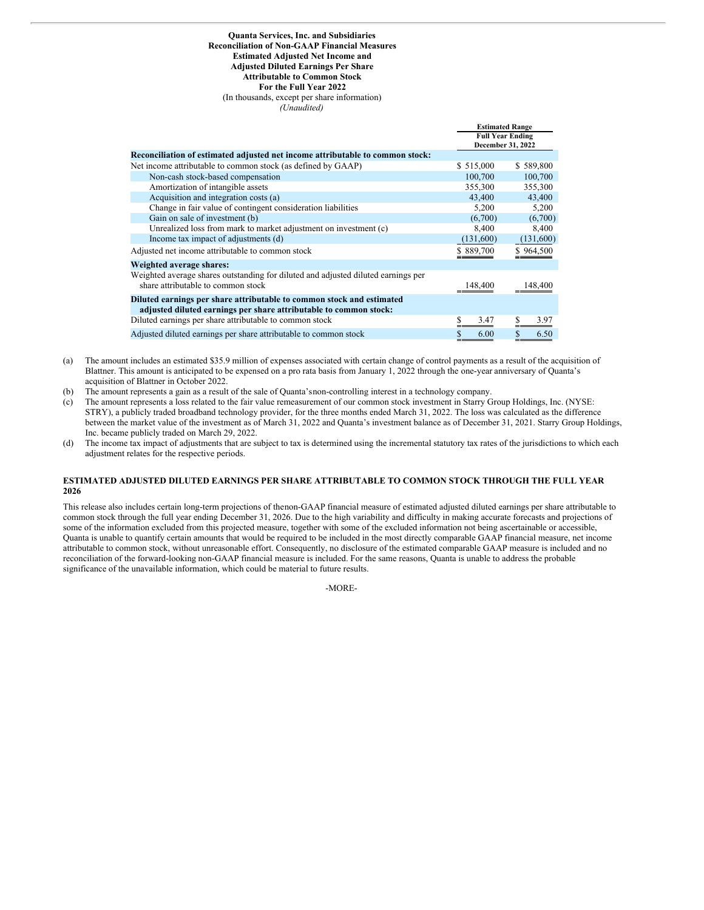**Quanta Services, Inc. and Subsidiaries**
**Reconciliation of Non-GAAP Financial Measures**
**Estimated Adjusted Net Income and**
**Adjusted Diluted Earnings Per Share**
**Attributable to Common Stock**
**For the Full Year 2022**
(In thousands, except per share information)
*(Unaudited)*

| | Estimated Range Full Year Ending December 31, 2022 | |
|---|---|---|
| **Reconciliation of estimated adjusted net income attributable to common stock:** | | |
| Net income attributable to common stock (as defined by GAAP) | $ 515,000 | $ 589,800 |
| Non-cash stock-based compensation | 100,700 | 100,700 |
| Amortization of intangible assets | 355,300 | 355,300 |
| Acquisition and integration costs (a) | 43,400 | 43,400 |
| Change in fair value of contingent consideration liabilities | 5,200 | 5,200 |
| Gain on sale of investment (b) | (6,700) | (6,700) |
| Unrealized loss from mark to market adjustment on investment (c) | 8,400 | 8,400 |
| Income tax impact of adjustments (d) | (131,600) | (131,600) |
| Adjusted net income attributable to common stock | $ 889,700 | $ 964,500 |
| **Weighted average shares:** | | |
| Weighted average shares outstanding for diluted and adjusted diluted earnings per share attributable to common stock | 148,400 | 148,400 |
| **Diluted earnings per share attributable to common stock and estimated adjusted diluted earnings per share attributable to common stock:** | | |
| Diluted earnings per share attributable to common stock | $ 3.47 | $ 3.97 |
| Adjusted diluted earnings per share attributable to common stock | $ 6.00 | $ 6.50 |

(a) The amount includes an estimated $35.9 million of expenses associated with certain change of control payments as a result of the acquisition of Blattner. This amount is anticipated to be expensed on a pro rata basis from January 1, 2022 through the one-year anniversary of Quanta's acquisition of Blattner in October 2022.

(b) The amount represents a gain as a result of the sale of Quanta's non-controlling interest in a technology company.

(c) The amount represents a loss related to the fair value remeasurement of our common stock investment in Starry Group Holdings, Inc. (NYSE: STRY), a publicly traded broadband technology provider, for the three months ended March 31, 2022. The loss was calculated as the difference between the market value of the investment as of March 31, 2022 and Quanta's investment balance as of December 31, 2021. Starry Group Holdings, Inc. became publicly traded on March 29, 2022.

(d) The income tax impact of adjustments that are subject to tax is determined using the incremental statutory tax rates of the jurisdictions to which each adjustment relates for the respective periods.

**ESTIMATED ADJUSTED DILUTED EARNINGS PER SHARE ATTRIBUTABLE TO COMMON STOCK THROUGH THE FULL YEAR 2026**

This release also includes certain long-term projections of the non-GAAP financial measure of estimated adjusted diluted earnings per share attributable to common stock through the full year ending December 31, 2026. Due to the high variability and difficulty in making accurate forecasts and projections of some of the information excluded from this projected measure, together with some of the excluded information not being ascertainable or accessible, Quanta is unable to quantify certain amounts that would be required to be included in the most directly comparable GAAP financial measure, net income attributable to common stock, without unreasonable effort. Consequently, no disclosure of the estimated comparable GAAP measure is included and no reconciliation of the forward-looking non-GAAP financial measure is included. For the same reasons, Quanta is unable to address the probable significance of the unavailable information, which could be material to future results.

-MORE-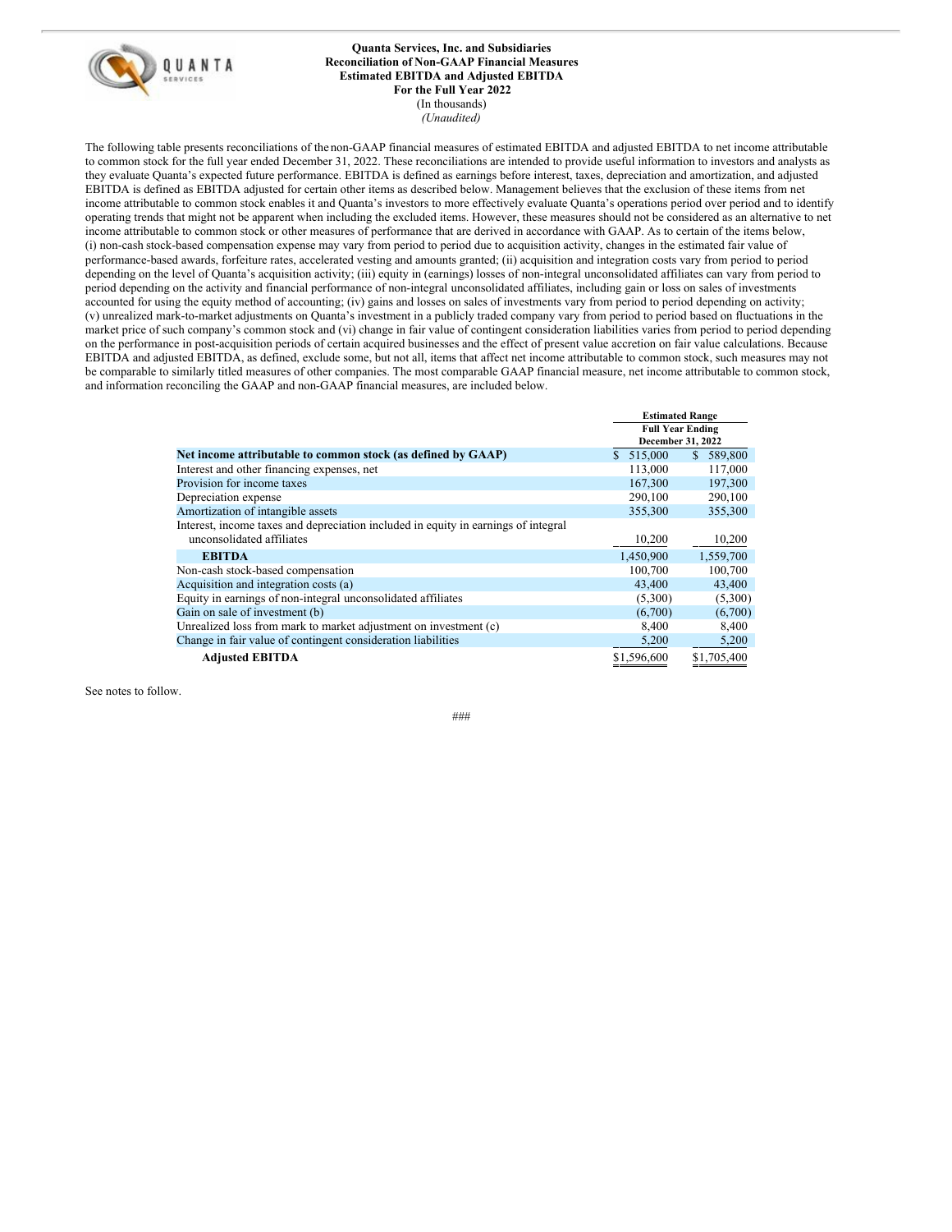**Quanta Services, Inc. and Subsidiaries**
**Reconciliation of Non-GAAP Financial Measures**
**Estimated EBITDA and Adjusted EBITDA**
**For the Full Year 2022**
(In thousands)
*(Unaudited)*

The following table presents reconciliations of the non-GAAP financial measures of estimated EBITDA and adjusted EBITDA to net income attributable to common stock for the full year ended December 31, 2022. These reconciliations are intended to provide useful information to investors and analysts as they evaluate Quanta's expected future performance. EBITDA is defined as earnings before interest, taxes, depreciation and amortization, and adjusted EBITDA is defined as EBITDA adjusted for certain other items as described below. Management believes that the exclusion of these items from net income attributable to common stock enables it and Quanta's investors to more effectively evaluate Quanta's operations period over period and to identify operating trends that might not be apparent when including the excluded items. However, these measures should not be considered as an alternative to net income attributable to common stock or other measures of performance that are derived in accordance with GAAP. As to certain of the items below, (i) non-cash stock-based compensation expense may vary from period to period due to acquisition activity, changes in the estimated fair value of performance-based awards, forfeiture rates, accelerated vesting and amounts granted; (ii) acquisition and integration costs vary from period to period depending on the level of Quanta's acquisition activity; (iii) equity in (earnings) losses of non-integral unconsolidated affiliates can vary from period to period depending on the activity and financial performance of non-integral unconsolidated affiliates, including gain or loss on sales of investments accounted for using the equity method of accounting; (iv) gains and losses on sales of investments vary from period to period depending on activity; (v) unrealized mark-to-market adjustments on Quanta's investment in a publicly traded company vary from period to period based on fluctuations in the market price of such company's common stock and (vi) change in fair value of contingent consideration liabilities varies from period to period depending on the performance in post-acquisition periods of certain acquired businesses and the effect of present value accretion on fair value calculations. Because EBITDA and adjusted EBITDA, as defined, exclude some, but not all, items that affect net income attributable to common stock, such measures may not be comparable to similarly titled measures of other companies. The most comparable GAAP financial measure, net income attributable to common stock, and information reconciling the GAAP and non-GAAP financial measures, are included below.

| | Estimated Range Full Year Ending December 31, 2022 | |
|---|---|---|
| **Net income attributable to common stock (as defined by GAAP)** | $ 515,000 | $ 589,800 |
| Interest and other financing expenses, net | 113,000 | 117,000 |
| Provision for income taxes | 167,300 | 197,300 |
| Depreciation expense | 290,100 | 290,100 |
| Amortization of intangible assets | 355,300 | 355,300 |
| Interest, income taxes and depreciation included in equity in earnings of integral unconsolidated affiliates | 10,200 | 10,200 |
| **EBITDA** | 1,450,900 | 1,559,700 |
| Non-cash stock-based compensation | 100,700 | 100,700 |
| Acquisition and integration costs (a) | 43,400 | 43,400 |
| Equity in earnings of non-integral unconsolidated affiliates | (5,300) | (5,300) |
| Gain on sale of investment (b) | (6,700) | (6,700) |
| Unrealized loss from mark to market adjustment on investment (c) | 8,400 | 8,400 |
| Change in fair value of contingent consideration liabilities | 5,200 | 5,200 |
| **Adjusted EBITDA** | $1,596,600 | $1,705,400 |

See notes to follow.

###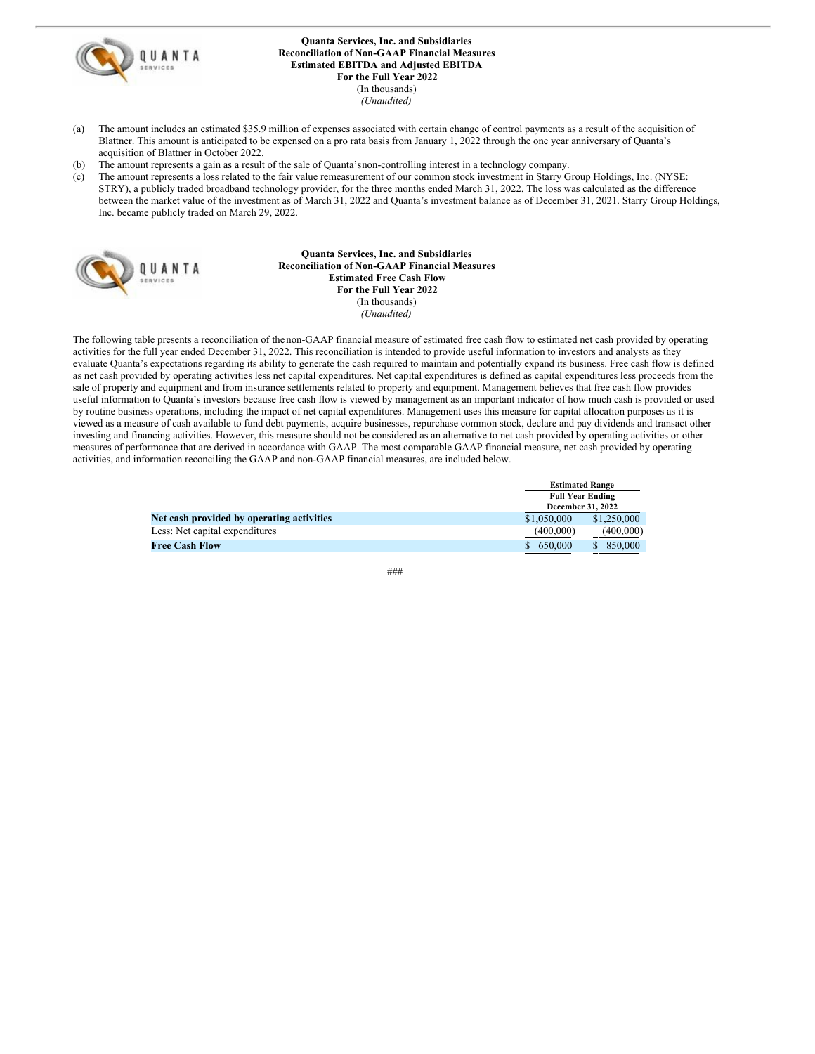**Quanta Services, Inc. and Subsidiaries**
**Reconciliation of Non-GAAP Financial Measures**
**Estimated EBITDA and Adjusted EBITDA**
**For the Full Year 2022**
(In thousands)
*(Unaudited)*

(a) The amount includes an estimated $35.9 million of expenses associated with certain change of control payments as a result of the acquisition of Blattner. This amount is anticipated to be expensed on a pro rata basis from January 1, 2022 through the one year anniversary of Quanta's acquisition of Blattner in October 2022.

(b) The amount represents a gain as a result of the sale of Quanta's non-controlling interest in a technology company.

(c) The amount represents a loss related to the fair value remeasurement of our common stock investment in Starry Group Holdings, Inc. (NYSE: STRY), a publicly traded broadband technology provider, for the three months ended March 31, 2022. The loss was calculated as the difference between the market value of the investment as of March 31, 2022 and Quanta's investment balance as of December 31, 2021. Starry Group Holdings, Inc. became publicly traded on March 29, 2022.

**Quanta Services, Inc. and Subsidiaries**
**Reconciliation of Non-GAAP Financial Measures**
**Estimated Free Cash Flow**
**For the Full Year 2022**
(In thousands)
*(Unaudited)*

The following table presents a reconciliation of the non-GAAP financial measure of estimated free cash flow to estimated net cash provided by operating activities for the full year ended December 31, 2022. This reconciliation is intended to provide useful information to investors and analysts as they evaluate Quanta's expectations regarding its ability to generate the cash required to maintain and potentially expand its business. Free cash flow is defined as net cash provided by operating activities less net capital expenditures. Net capital expenditures is defined as capital expenditures less proceeds from the sale of property and equipment and from insurance settlements related to property and equipment. Management believes that free cash flow provides useful information to Quanta's investors because free cash flow is viewed by management as an important indicator of how much cash is provided or used by routine business operations, including the impact of net capital expenditures. Management uses this measure for capital allocation purposes as it is viewed as a measure of cash available to fund debt payments, acquire businesses, repurchase common stock, declare and pay dividends and transact other investing and financing activities. However, this measure should not be considered as an alternative to net cash provided by operating activities or other measures of performance that are derived in accordance with GAAP. The most comparable GAAP financial measure, net cash provided by operating activities, and information reconciling the GAAP and non-GAAP financial measures, are included below.

| | Estimated Range Full Year Ending December 31, 2022 | |
|---|---|---|
| **Net cash provided by operating activities** | $1,050,000 | $1,250,000 |
| Less: Net capital expenditures | (400,000) | (400,000) |
| **Free Cash Flow** | $ 650,000 | $ 850,000 |

###